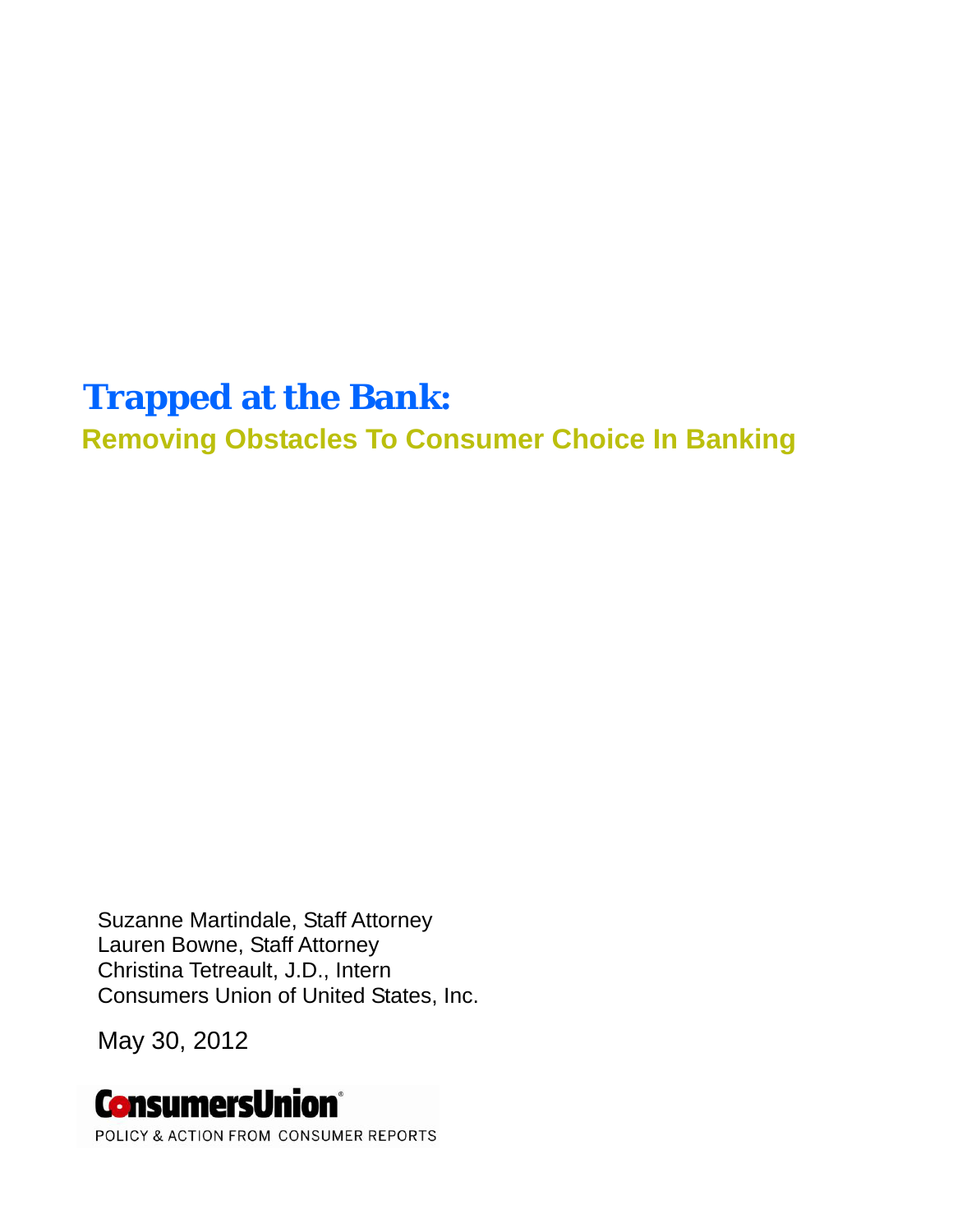# Trapped at the Bank:

## Removing Obstacles To Consumer Choice In Banking

Suzanne Martindale, Staff Attorney
Lauren Bowne, Staff Attorney
Christina Tetreault, J.D., Intern
Consumers Union of United States, Inc.

May 30, 2012

ConsumersUnion®
POLICY & ACTION FROM CONSUMER REPORTS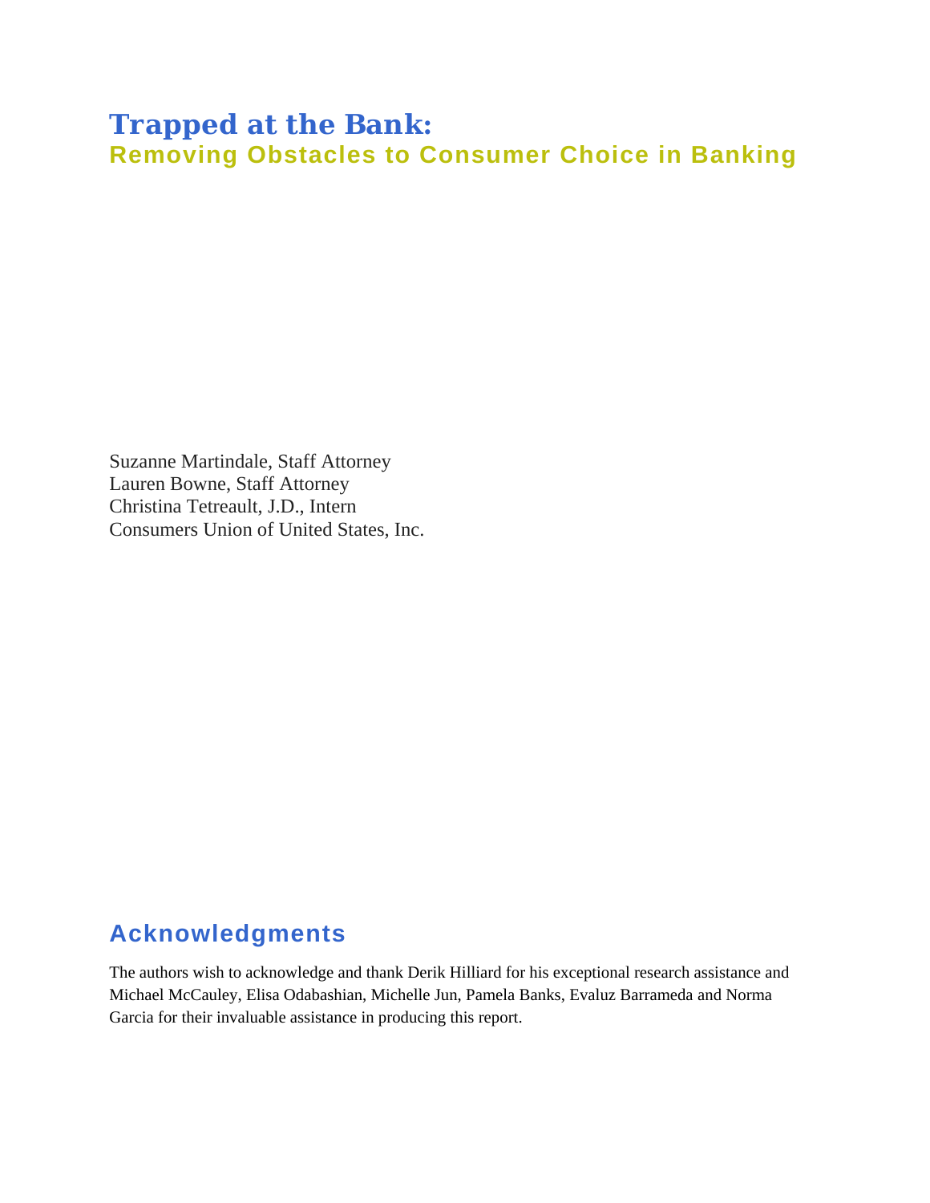# Trapped at the Bank:

## Removing Obstacles to Consumer Choice in Banking

Suzanne Martindale, Staff Attorney
Lauren Bowne, Staff Attorney
Christina Tetreault, J.D., Intern
Consumers Union of United States, Inc.

## Acknowledgments

The authors wish to acknowledge and thank Derik Hilliard for his exceptional research assistance and Michael McCauley, Elisa Odabashian, Michelle Jun, Pamela Banks, Evaluz Barrameda and Norma Garcia for their invaluable assistance in producing this report.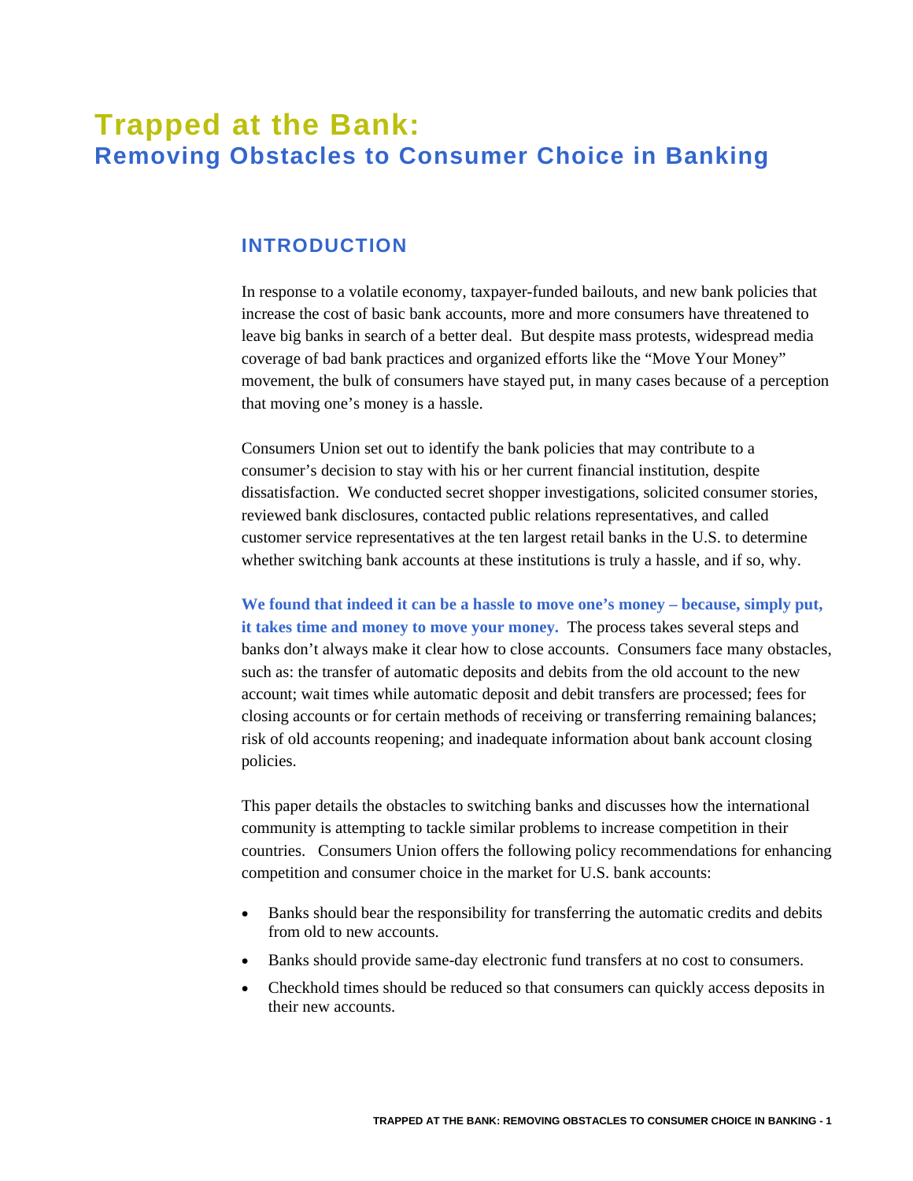# Trapped at the Bank:
## Removing Obstacles to Consumer Choice in Banking

### INTRODUCTION

In response to a volatile economy, taxpayer-funded bailouts, and new bank policies that increase the cost of basic bank accounts, more and more consumers have threatened to leave big banks in search of a better deal. But despite mass protests, widespread media coverage of bad bank practices and organized efforts like the "Move Your Money" movement, the bulk of consumers have stayed put, in many cases because of a perception that moving one's money is a hassle.

Consumers Union set out to identify the bank policies that may contribute to a consumer's decision to stay with his or her current financial institution, despite dissatisfaction. We conducted secret shopper investigations, solicited consumer stories, reviewed bank disclosures, contacted public relations representatives, and called customer service representatives at the ten largest retail banks in the U.S. to determine whether switching bank accounts at these institutions is truly a hassle, and if so, why.

**We found that indeed it can be a hassle to move one's money – because, simply put, it takes time and money to move your money.** The process takes several steps and banks don't always make it clear how to close accounts. Consumers face many obstacles, such as: the transfer of automatic deposits and debits from the old account to the new account; wait times while automatic deposit and debit transfers are processed; fees for closing accounts or for certain methods of receiving or transferring remaining balances; risk of old accounts reopening; and inadequate information about bank account closing policies.

This paper details the obstacles to switching banks and discusses how the international community is attempting to tackle similar problems to increase competition in their countries. Consumers Union offers the following policy recommendations for enhancing competition and consumer choice in the market for U.S. bank accounts:

- Banks should bear the responsibility for transferring the automatic credits and debits from old to new accounts.
- Banks should provide same-day electronic fund transfers at no cost to consumers.
- Checkhold times should be reduced so that consumers can quickly access deposits in their new accounts.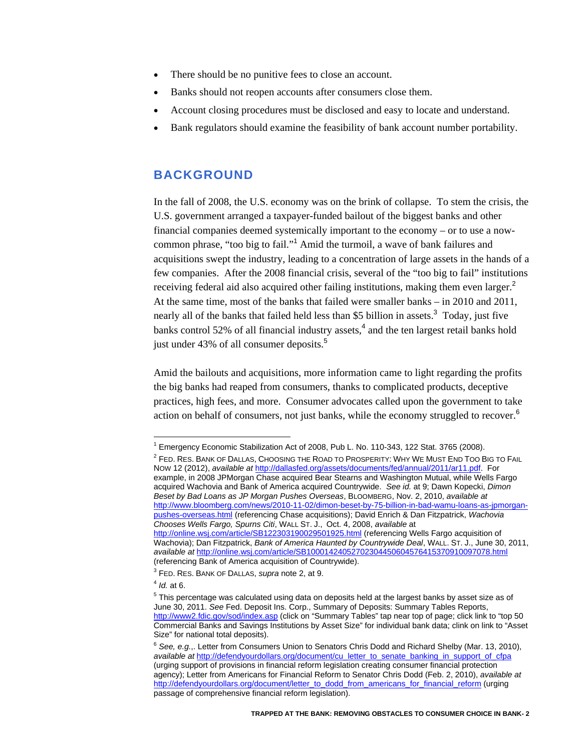- There should be no punitive fees to close an account.
- Banks should not reopen accounts after consumers close them.
- Account closing procedures must be disclosed and easy to locate and understand.
- Bank regulators should examine the feasibility of bank account number portability.

## BACKGROUND

In the fall of 2008, the U.S. economy was on the brink of collapse. To stem the crisis, the U.S. government arranged a taxpayer-funded bailout of the biggest banks and other financial companies deemed systemically important to the economy – or to use a now-common phrase, "too big to fail."[1] Amid the turmoil, a wave of bank failures and acquisitions swept the industry, leading to a concentration of large assets in the hands of a few companies. After the 2008 financial crisis, several of the "too big to fail" institutions receiving federal aid also acquired other failing institutions, making them even larger.[2] At the same time, most of the banks that failed were smaller banks – in 2010 and 2011, nearly all of the banks that failed held less than $5 billion in assets.[3] Today, just five banks control 52% of all financial industry assets,[4] and the ten largest retail banks hold just under 43% of all consumer deposits.[5]

Amid the bailouts and acquisitions, more information came to light regarding the profits the big banks had reaped from consumers, thanks to complicated products, deceptive practices, high fees, and more. Consumer advocates called upon the government to take action on behalf of consumers, not just banks, while the economy struggled to recover.[6]

---

[1] Emergency Economic Stabilization Act of 2008, Pub L. No. 110-343, 122 Stat. 3765 (2008).

[2] FED. RES. BANK OF DALLAS, CHOOSING THE ROAD TO PROSPERITY: WHY WE MUST END TOO BIG TO FAIL NOW 12 (2012), *available at* http://dallasfed.org/assets/documents/fed/annual/2011/ar11.pdf. For example, in 2008 JPMorgan Chase acquired Bear Stearns and Washington Mutual, while Wells Fargo acquired Wachovia and Bank of America acquired Countrywide. *See id.* at 9; Dawn Kopecki, *Dimon Beset by Bad Loans as JP Morgan Pushes Overseas*, BLOOMBERG, Nov. 2, 2010, *available at* http://www.bloomberg.com/news/2010-11-02/dimon-beset-by-75-billion-in-bad-wamu-loans-as-jpmorgan-pushes-overseas.html (referencing Chase acquisitions); David Enrich & Dan Fitzpatrick, *Wachovia Chooses Wells Fargo, Spurns Citi*, WALL ST. J., Oct. 4, 2008, *available* at http://online.wsj.com/article/SB122303190029501925.html (referencing Wells Fargo acquisition of Wachovia); Dan Fitzpatrick, *Bank of America Haunted by Countrywide Deal*, WALL. ST. J., June 30, 2011, *available at* http://online.wsj.com/article/SB10001424052702304450604576415370910097078.html (referencing Bank of America acquisition of Countrywide).

[3] FED. RES. BANK OF DALLAS, *supra* note 2, at 9.

[4] *Id.* at 6.

[5] This percentage was calculated using data on deposits held at the largest banks by asset size as of June 30, 2011. *See* Fed. Deposit Ins. Corp., Summary of Deposits: Summary Tables Reports, http://www2.fdic.gov/sod/index.asp (click on "Summary Tables" tap near top of page; click link to "top 50 Commercial Banks and Savings Institutions by Asset Size" for individual bank data; clink on link to "Asset Size" for national total deposits).

[6] *See, e.g.,*. Letter from Consumers Union to Senators Chris Dodd and Richard Shelby (Mar. 13, 2010), *available at* http://defendyourdollars.org/document/cu_letter_to_senate_banking_in_support_of_cfpa (urging support of provisions in financial reform legislation creating consumer financial protection agency); Letter from Americans for Financial Reform to Senator Chris Dodd (Feb. 2, 2010), *available at* http://defendyourdollars.org/document/letter_to_dodd_from_americans_for_financial_reform (urging passage of comprehensive financial reform legislation).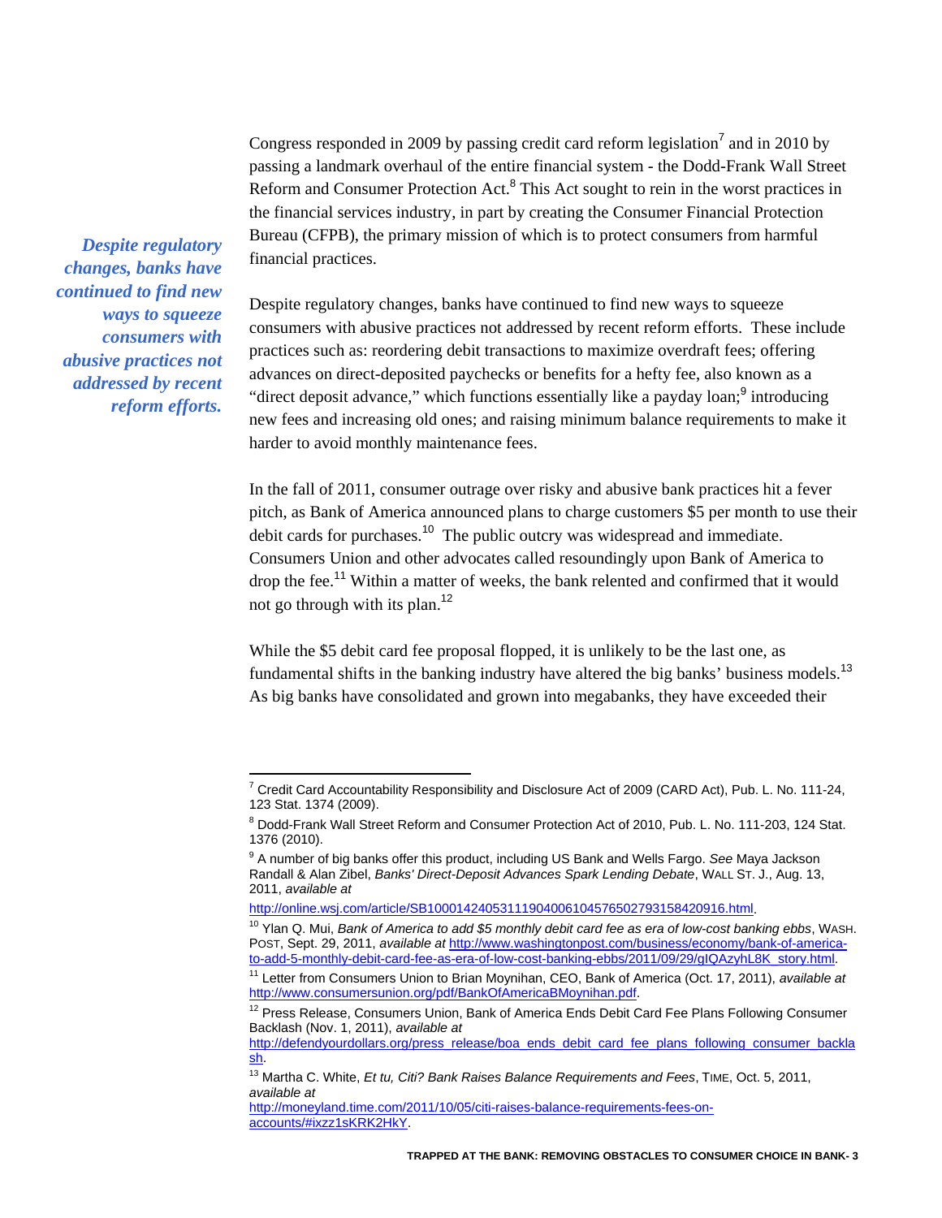Congress responded in 2009 by passing credit card reform legislation[7] and in 2010 by passing a landmark overhaul of the entire financial system - the Dodd-Frank Wall Street Reform and Consumer Protection Act.[8] This Act sought to rein in the worst practices in the financial services industry, in part by creating the Consumer Financial Protection Bureau (CFPB), the primary mission of which is to protect consumers from harmful financial practices.

***Despite regulatory changes, banks have continued to find new ways to squeeze consumers with abusive practices not addressed by recent reform efforts.***

Despite regulatory changes, banks have continued to find new ways to squeeze consumers with abusive practices not addressed by recent reform efforts. These include practices such as: reordering debit transactions to maximize overdraft fees; offering advances on direct-deposited paychecks or benefits for a hefty fee, also known as a "direct deposit advance," which functions essentially like a payday loan;[9] introducing new fees and increasing old ones; and raising minimum balance requirements to make it harder to avoid monthly maintenance fees.

In the fall of 2011, consumer outrage over risky and abusive bank practices hit a fever pitch, as Bank of America announced plans to charge customers $5 per month to use their debit cards for purchases.[10] The public outcry was widespread and immediate. Consumers Union and other advocates called resoundingly upon Bank of America to drop the fee.[11] Within a matter of weeks, the bank relented and confirmed that it would not go through with its plan.[12]

While the $5 debit card fee proposal flopped, it is unlikely to be the last one, as fundamental shifts in the banking industry have altered the big banks' business models.[13] As big banks have consolidated and grown into megabanks, they have exceeded their

---

[7] Credit Card Accountability Responsibility and Disclosure Act of 2009 (CARD Act), Pub. L. No. 111-24, 123 Stat. 1374 (2009).

[8] Dodd-Frank Wall Street Reform and Consumer Protection Act of 2010, Pub. L. No. 111-203, 124 Stat. 1376 (2010).

[9] A number of big banks offer this product, including US Bank and Wells Fargo. *See* Maya Jackson Randall & Alan Zibel, *Banks' Direct-Deposit Advances Spark Lending Debate*, WALL ST. J., Aug. 13, 2011, *available at* http://online.wsj.com/article/SB10001424053111904006104576502793158420916.html.

[10] Ylan Q. Mui, *Bank of America to add $5 monthly debit card fee as era of low-cost banking ebbs*, WASH. POST, Sept. 29, 2011, *available at* http://www.washingtonpost.com/business/economy/bank-of-america-to-add-5-monthly-debit-card-fee-as-era-of-low-cost-banking-ebbs/2011/09/29/gIQAzyhL8K_story.html.

[11] Letter from Consumers Union to Brian Moynihan, CEO, Bank of America (Oct. 17, 2011), *available at* http://www.consumersunion.org/pdf/BankOfAmericaBMoynihan.pdf.

[12] Press Release, Consumers Union, Bank of America Ends Debit Card Fee Plans Following Consumer Backlash (Nov. 1, 2011), *available at* http://defendyourdollars.org/press_release/boa_ends_debit_card_fee_plans_following_consumer_backlash.

[13] Martha C. White, *Et tu, Citi? Bank Raises Balance Requirements and Fees*, TIME, Oct. 5, 2011, *available at* http://moneyland.time.com/2011/10/05/citi-raises-balance-requirements-fees-on-accounts/#ixzz1sKRK2HkY.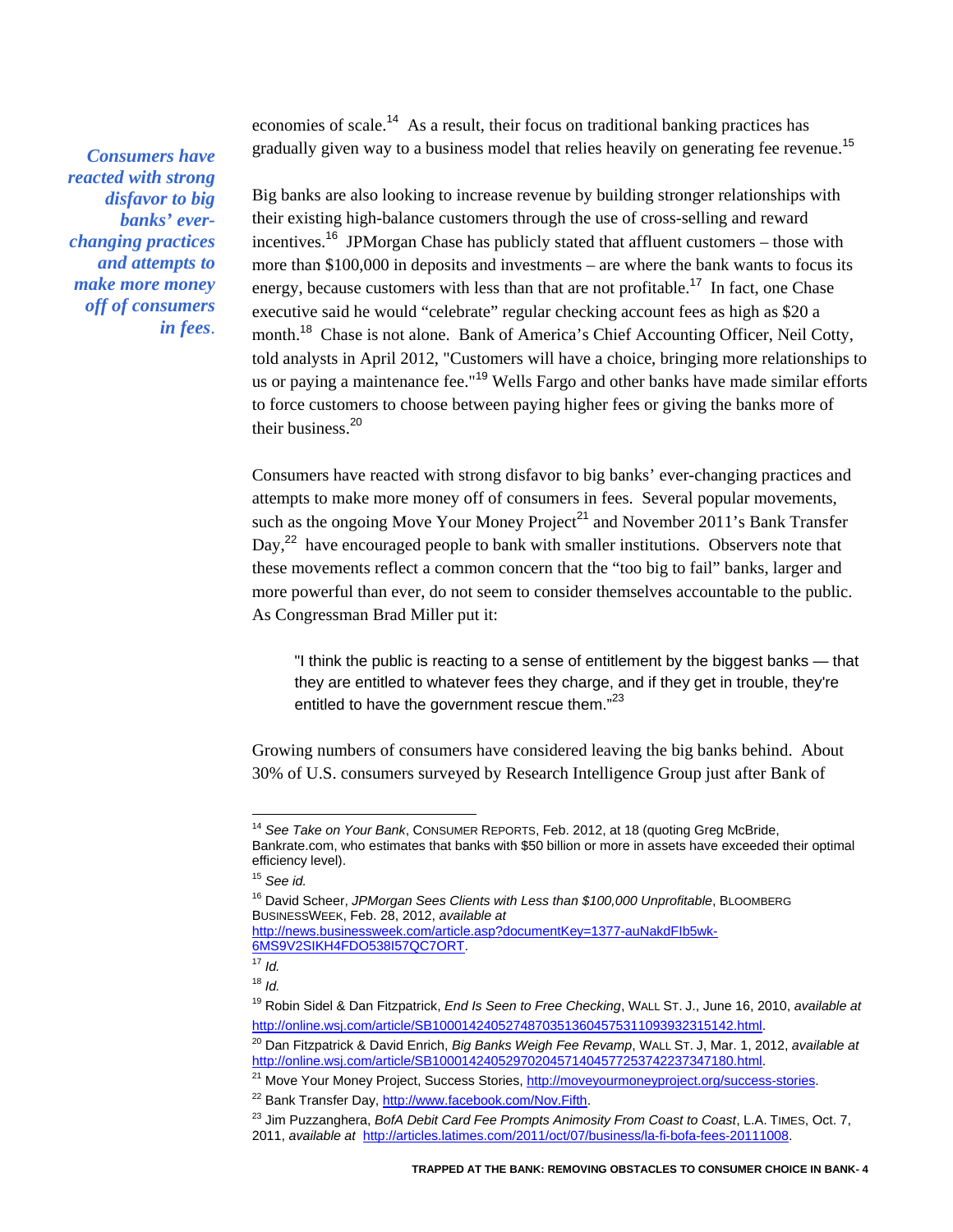*Consumers have reacted with strong disfavor to big banks' ever-changing practices and attempts to make more money off of consumers in fees.*

economies of scale.[14] As a result, their focus on traditional banking practices has gradually given way to a business model that relies heavily on generating fee revenue.[15]

Big banks are also looking to increase revenue by building stronger relationships with their existing high-balance customers through the use of cross-selling and reward incentives.[16] JPMorgan Chase has publicly stated that affluent customers – those with more than $100,000 in deposits and investments – are where the bank wants to focus its energy, because customers with less than that are not profitable.[17] In fact, one Chase executive said he would "celebrate" regular checking account fees as high as $20 a month.[18] Chase is not alone. Bank of America's Chief Accounting Officer, Neil Cotty, told analysts in April 2012, "Customers will have a choice, bringing more relationships to us or paying a maintenance fee."[19] Wells Fargo and other banks have made similar efforts to force customers to choose between paying higher fees or giving the banks more of their business.[20]

Consumers have reacted with strong disfavor to big banks' ever-changing practices and attempts to make more money off of consumers in fees. Several popular movements, such as the ongoing Move Your Money Project[21] and November 2011's Bank Transfer Day,[22] have encouraged people to bank with smaller institutions. Observers note that these movements reflect a common concern that the "too big to fail" banks, larger and more powerful than ever, do not seem to consider themselves accountable to the public. As Congressman Brad Miller put it:

> "I think the public is reacting to a sense of entitlement by the biggest banks — that they are entitled to whatever fees they charge, and if they get in trouble, they're entitled to have the government rescue them."[23]

Growing numbers of consumers have considered leaving the big banks behind. About 30% of U.S. consumers surveyed by Research Intelligence Group just after Bank of

---

[14] *See Take on Your Bank*, CONSUMER REPORTS, Feb. 2012, at 18 (quoting Greg McBride, Bankrate.com, who estimates that banks with $50 billion or more in assets have exceeded their optimal efficiency level).

[15] *See id.*

[16] David Scheer, *JPMorgan Sees Clients with Less than $100,000 Unprofitable*, BLOOMBERG BUSINESSWEEK, Feb. 28, 2012, *available at* http://news.businessweek.com/article.asp?documentKey=1377-auNakdFIb5wk-6MS9V2SIKH4FDO538I57QC7ORT.

[17] *Id.*

[18] *Id.*

[19] Robin Sidel & Dan Fitzpatrick, *End Is Seen to Free Checking*, WALL ST. J., June 16, 2010, *available at* http://online.wsj.com/article/SB10001424052748703513604575311093932315142.html.

[20] Dan Fitzpatrick & David Enrich, *Big Banks Weigh Fee Revamp*, WALL ST. J, Mar. 1, 2012, *available at* http://online.wsj.com/article/SB10001424052970204571404577253742237347180.html.

[21] Move Your Money Project, Success Stories, http://moveyourmoneyproject.org/success-stories.

[22] Bank Transfer Day, http://www.facebook.com/Nov.Fifth.

[23] Jim Puzzanghera, *BofA Debit Card Fee Prompts Animosity From Coast to Coast*, L.A. TIMES, Oct. 7, 2011, *available at* http://articles.latimes.com/2011/oct/07/business/la-fi-bofa-fees-20111008.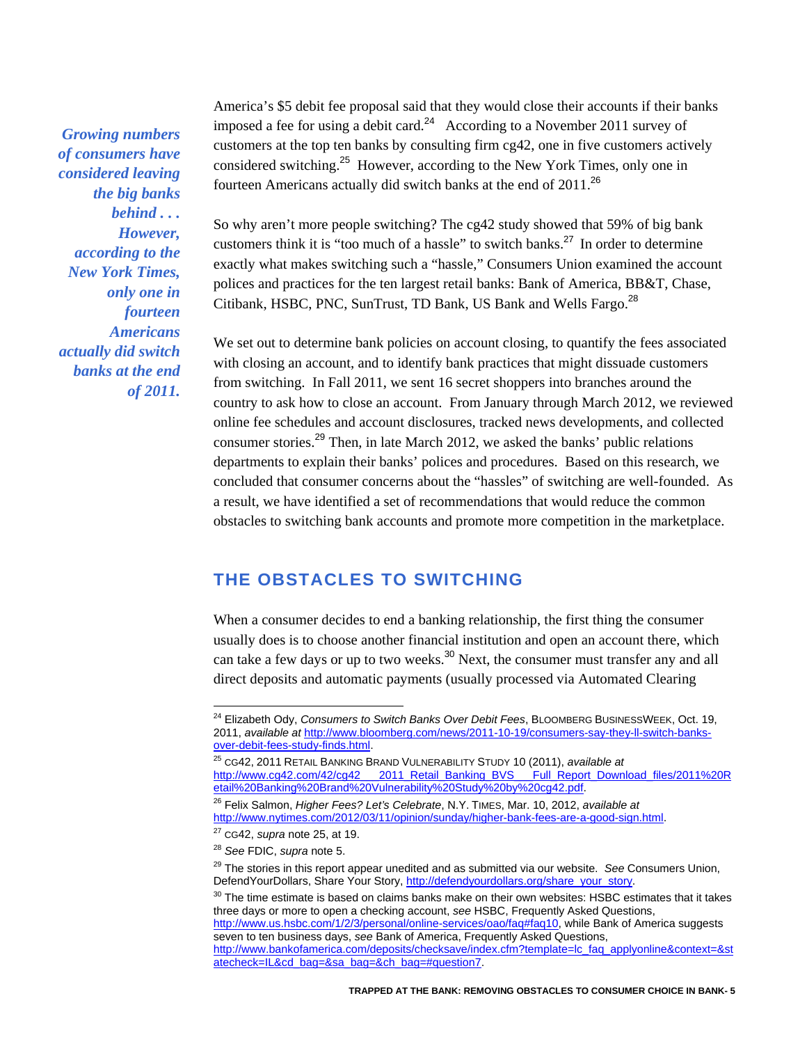America's $5 debit fee proposal said that they would close their accounts if their banks imposed a fee for using a debit card.[24] According to a November 2011 survey of customers at the top ten banks by consulting firm cg42, one in five customers actively considered switching.[25] However, according to the New York Times, only one in fourteen Americans actually did switch banks at the end of 2011.[26]

***Growing numbers of consumers have considered leaving the big banks behind . . . However, according to the New York Times, only one in fourteen Americans actually did switch banks at the end of 2011.***

So why aren't more people switching? The cg42 study showed that 59% of big bank customers think it is "too much of a hassle" to switch banks.[27] In order to determine exactly what makes switching such a "hassle," Consumers Union examined the account polices and practices for the ten largest retail banks: Bank of America, BB&T, Chase, Citibank, HSBC, PNC, SunTrust, TD Bank, US Bank and Wells Fargo.[28]

We set out to determine bank policies on account closing, to quantify the fees associated with closing an account, and to identify bank practices that might dissuade customers from switching. In Fall 2011, we sent 16 secret shoppers into branches around the country to ask how to close an account. From January through March 2012, we reviewed online fee schedules and account disclosures, tracked news developments, and collected consumer stories.[29] Then, in late March 2012, we asked the banks' public relations departments to explain their banks' polices and procedures. Based on this research, we concluded that consumer concerns about the "hassles" of switching are well-founded. As a result, we have identified a set of recommendations that would reduce the common obstacles to switching bank accounts and promote more competition in the marketplace.

## THE OBSTACLES TO SWITCHING

When a consumer decides to end a banking relationship, the first thing the consumer usually does is to choose another financial institution and open an account there, which can take a few days or up to two weeks.[30] Next, the consumer must transfer any and all direct deposits and automatic payments (usually processed via Automated Clearing

---

[24] Elizabeth Ody, *Consumers to Switch Banks Over Debit Fees*, BLOOMBERG BUSINESSWEEK, Oct. 19, 2011, *available at* http://www.bloomberg.com/news/2011-10-19/consumers-say-they-ll-switch-banks-over-debit-fees-study-finds.html.

[25] CG42, 2011 RETAIL BANKING BRAND VULNERABILITY STUDY 10 (2011), *available at* http://www.cg42.com/42/cg42___2011_Retail_Banking_BVS___Full_Report_Download_files/2011%20Retail%20Banking%20Brand%20Vulnerability%20Study%20by%20cg42.pdf.

[26] Felix Salmon, *Higher Fees? Let's Celebrate*, N.Y. TIMES, Mar. 10, 2012, *available at* http://www.nytimes.com/2012/03/11/opinion/sunday/higher-bank-fees-are-a-good-sign.html.

[27] CG42, *supra* note 25, at 19.

[28] *See* FDIC, *supra* note 5.

[29] The stories in this report appear unedited and as submitted via our website. *See* Consumers Union, DefendYourDollars, Share Your Story, http://defendyourdollars.org/share_your_story.

[30] The time estimate is based on claims banks make on their own websites: HSBC estimates that it takes three days or more to open a checking account, *see* HSBC, Frequently Asked Questions, http://www.us.hsbc.com/1/2/3/personal/online-services/oao/faq#faq10, while Bank of America suggests seven to ten business days, *see* Bank of America, Frequently Asked Questions, http://www.bankofamerica.com/deposits/checksave/index.cfm?template=lc_faq_applyonline&context=&statecheck=IL&cd_bag=&sa_bag=&ch_bag=#question7.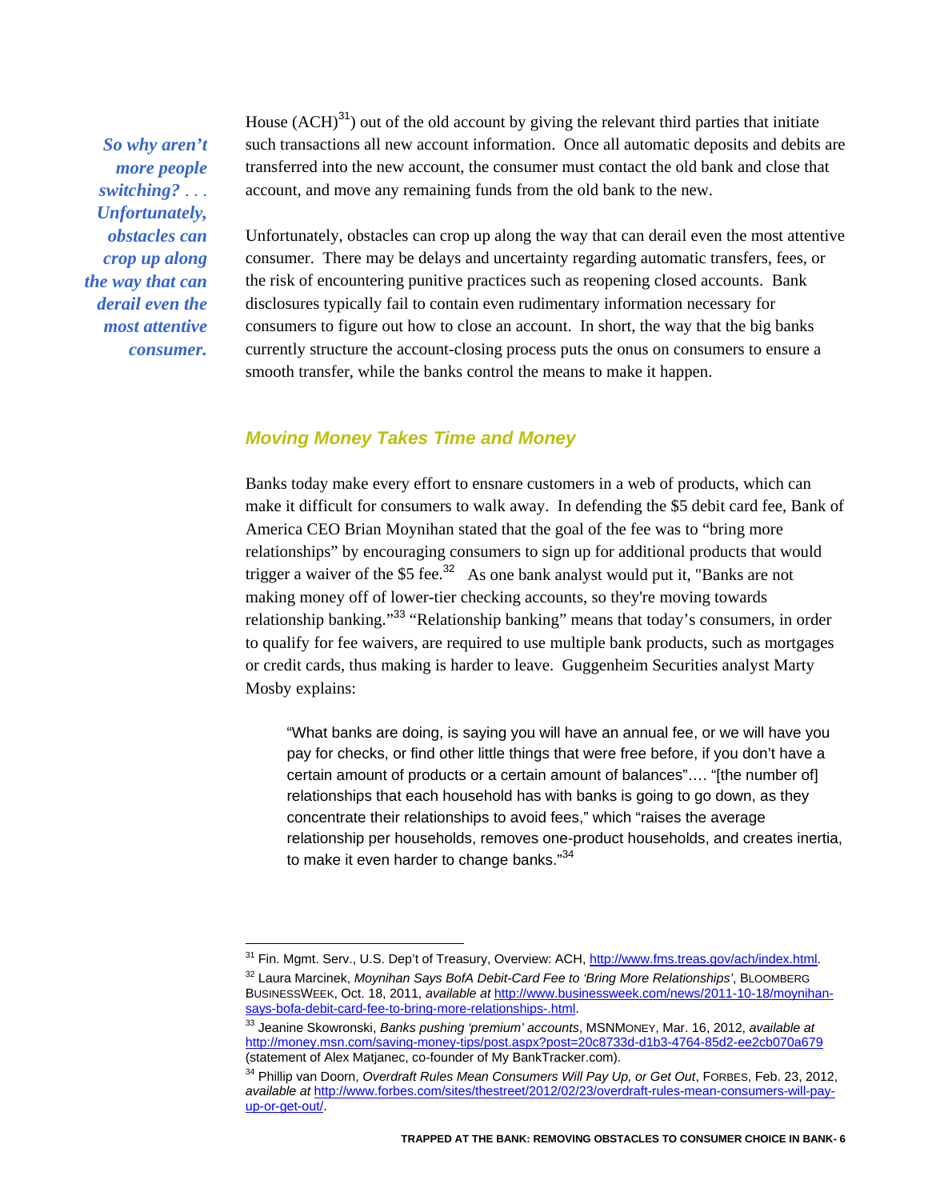*So why aren't more people switching? . . . Unfortunately, obstacles can crop up along the way that can derail even the most attentive consumer.*

House (ACH)[31]) out of the old account by giving the relevant third parties that initiate such transactions all new account information. Once all automatic deposits and debits are transferred into the new account, the consumer must contact the old bank and close that account, and move any remaining funds from the old bank to the new.

Unfortunately, obstacles can crop up along the way that can derail even the most attentive consumer. There may be delays and uncertainty regarding automatic transfers, fees, or the risk of encountering punitive practices such as reopening closed accounts. Bank disclosures typically fail to contain even rudimentary information necessary for consumers to figure out how to close an account. In short, the way that the big banks currently structure the account-closing process puts the onus on consumers to ensure a smooth transfer, while the banks control the means to make it happen.

## *Moving Money Takes Time and Money*

Banks today make every effort to ensnare customers in a web of products, which can make it difficult for consumers to walk away. In defending the $5 debit card fee, Bank of America CEO Brian Moynihan stated that the goal of the fee was to "bring more relationships" by encouraging consumers to sign up for additional products that would trigger a waiver of the $5 fee.[32] As one bank analyst would put it, "Banks are not making money off of lower-tier checking accounts, so they're moving towards relationship banking."[33] "Relationship banking" means that today's consumers, in order to qualify for fee waivers, are required to use multiple bank products, such as mortgages or credit cards, thus making is harder to leave. Guggenheim Securities analyst Marty Mosby explains:

> "What banks are doing, is saying you will have an annual fee, or we will have you pay for checks, or find other little things that were free before, if you don't have a certain amount of products or a certain amount of balances"…. "[the number of] relationships that each household has with banks is going to go down, as they concentrate their relationships to avoid fees," which "raises the average relationship per households, removes one-product households, and creates inertia, to make it even harder to change banks."[34]

---

[31] Fin. Mgmt. Serv., U.S. Dep't of Treasury, Overview: ACH, http://www.fms.treas.gov/ach/index.html.

[32] Laura Marcinek, *Moynihan Says BofA Debit-Card Fee to 'Bring More Relationships'*, BLOOMBERG BUSINESSWEEK, Oct. 18, 2011, *available at* http://www.businessweek.com/news/2011-10-18/moynihan-says-bofa-debit-card-fee-to-bring-more-relationships-.html.

[33] Jeanine Skowronski, *Banks pushing 'premium' accounts*, MSNMONEY, Mar. 16, 2012, *available at* http://money.msn.com/saving-money-tips/post.aspx?post=20c8733d-d1b3-4764-85d2-ee2cb070a679 (statement of Alex Matjanec, co-founder of My BankTracker.com).

[34] Phillip van Doorn, *Overdraft Rules Mean Consumers Will Pay Up, or Get Out*, FORBES, Feb. 23, 2012, *available at* http://www.forbes.com/sites/thestreet/2012/02/23/overdraft-rules-mean-consumers-will-pay-up-or-get-out/.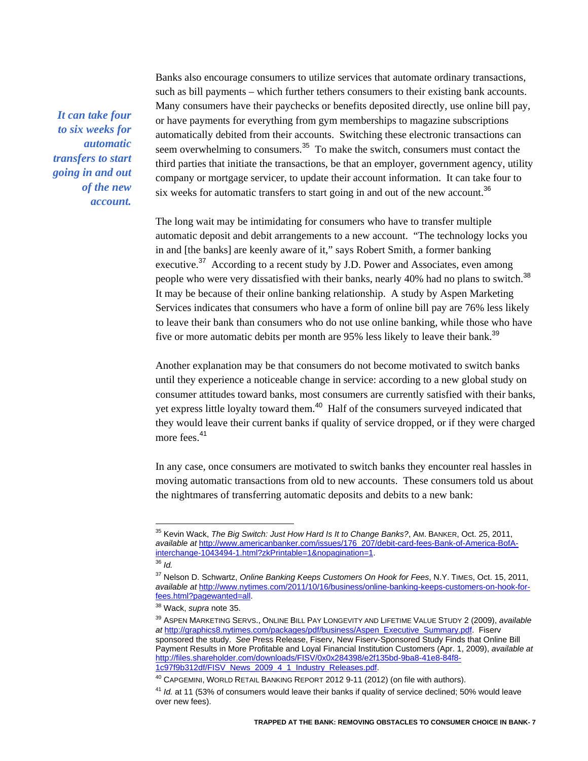*It can take four to six weeks for automatic transfers to start going in and out of the new account.*

Banks also encourage consumers to utilize services that automate ordinary transactions, such as bill payments – which further tethers consumers to their existing bank accounts. Many consumers have their paychecks or benefits deposited directly, use online bill pay, or have payments for everything from gym memberships to magazine subscriptions automatically debited from their accounts. Switching these electronic transactions can seem overwhelming to consumers.[35] To make the switch, consumers must contact the third parties that initiate the transactions, be that an employer, government agency, utility company or mortgage servicer, to update their account information. It can take four to six weeks for automatic transfers to start going in and out of the new account.[36]

The long wait may be intimidating for consumers who have to transfer multiple automatic deposit and debit arrangements to a new account. "The technology locks you in and [the banks] are keenly aware of it," says Robert Smith, a former banking executive.[37] According to a recent study by J.D. Power and Associates, even among people who were very dissatisfied with their banks, nearly 40% had no plans to switch.[38] It may be because of their online banking relationship. A study by Aspen Marketing Services indicates that consumers who have a form of online bill pay are 76% less likely to leave their bank than consumers who do not use online banking, while those who have five or more automatic debits per month are 95% less likely to leave their bank.[39]

Another explanation may be that consumers do not become motivated to switch banks until they experience a noticeable change in service: according to a new global study on consumer attitudes toward banks, most consumers are currently satisfied with their banks, yet express little loyalty toward them.[40] Half of the consumers surveyed indicated that they would leave their current banks if quality of service dropped, or if they were charged more fees.[41]

In any case, once consumers are motivated to switch banks they encounter real hassles in moving automatic transactions from old to new accounts. These consumers told us about the nightmares of transferring automatic deposits and debits to a new bank:

---

[35] Kevin Wack, *The Big Switch: Just How Hard Is It to Change Banks?*, AM. BANKER, Oct. 25, 2011, *available at* http://www.americanbanker.com/issues/176_207/debit-card-fees-Bank-of-America-BofA-interchange-1043494-1.html?zkPrintable=1&nopagination=1.

[36] *Id.*

[37] Nelson D. Schwartz, *Online Banking Keeps Customers On Hook for Fees*, N.Y. TIMES, Oct. 15, 2011, *available at* http://www.nytimes.com/2011/10/16/business/online-banking-keeps-customers-on-hook-for-fees.html?pagewanted=all.

[38] Wack, *supra* note 35.

[39] ASPEN MARKETING SERVS., ONLINE BILL PAY LONGEVITY AND LIFETIME VALUE STUDY 2 (2009), *available at* http://graphics8.nytimes.com/packages/pdf/business/Aspen_Executive_Summary.pdf. Fiserv sponsored the study. *See* Press Release, Fiserv, New Fiserv-Sponsored Study Finds that Online Bill Payment Results in More Profitable and Loyal Financial Institution Customers (Apr. 1, 2009), *available at* http://files.shareholder.com/downloads/FISV/0x0x284398/e2f135bd-9ba8-41e8-84f8-1c97f9b312df/FISV_News_2009_4_1_Industry_Releases.pdf.

[40] CAPGEMINI, WORLD RETAIL BANKING REPORT 2012 9-11 (2012) (on file with authors).

[41] *Id.* at 11 (53% of consumers would leave their banks if quality of service declined; 50% would leave over new fees).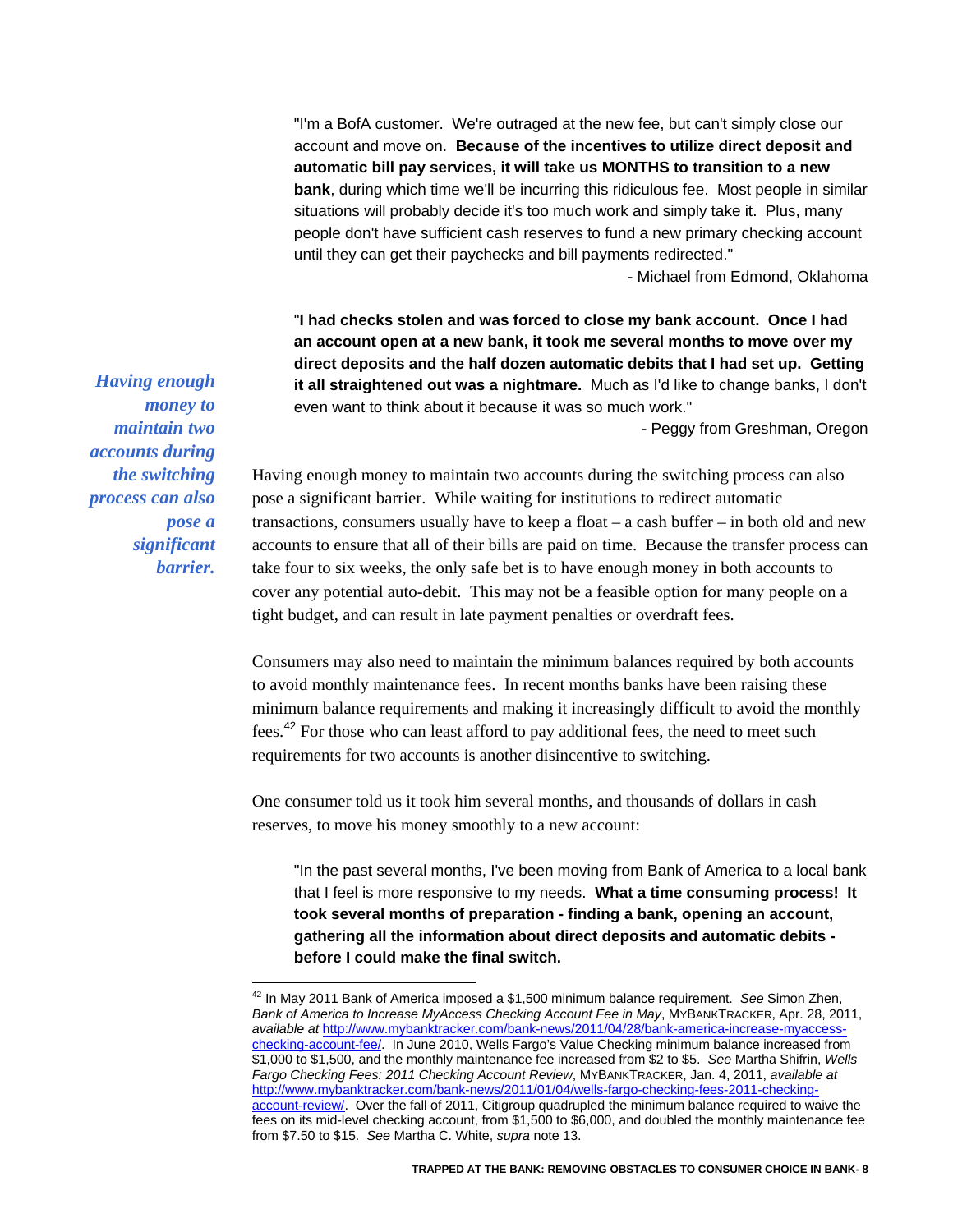> "I'm a BofA customer. We're outraged at the new fee, but can't simply close our account and move on. **Because of the incentives to utilize direct deposit and automatic bill pay services, it will take us MONTHS to transition to a new bank**, during which time we'll be incurring this ridiculous fee. Most people in similar situations will probably decide it's too much work and simply take it. Plus, many people don't have sufficient cash reserves to fund a new primary checking account until they can get their paychecks and bill payments redirected."
>
> \- Michael from Edmond, Oklahoma

> "**I had checks stolen and was forced to close my bank account. Once I had an account open at a new bank, it took me several months to move over my direct deposits and the half dozen automatic debits that I had set up. Getting it all straightened out was a nightmare.** Much as I'd like to change banks, I don't even want to think about it because it was so much work."
>
> \- Peggy from Greshman, Oregon

***Having enough money to maintain two accounts during the switching process can also pose a significant barrier.***

Having enough money to maintain two accounts during the switching process can also pose a significant barrier. While waiting for institutions to redirect automatic transactions, consumers usually have to keep a float – a cash buffer – in both old and new accounts to ensure that all of their bills are paid on time. Because the transfer process can take four to six weeks, the only safe bet is to have enough money in both accounts to cover any potential auto-debit. This may not be a feasible option for many people on a tight budget, and can result in late payment penalties or overdraft fees.

Consumers may also need to maintain the minimum balances required by both accounts to avoid monthly maintenance fees. In recent months banks have been raising these minimum balance requirements and making it increasingly difficult to avoid the monthly fees.[42] For those who can least afford to pay additional fees, the need to meet such requirements for two accounts is another disincentive to switching.

One consumer told us it took him several months, and thousands of dollars in cash reserves, to move his money smoothly to a new account:

> "In the past several months, I've been moving from Bank of America to a local bank that I feel is more responsive to my needs. **What a time consuming process! It took several months of preparation - finding a bank, opening an account, gathering all the information about direct deposits and automatic debits - before I could make the final switch.**

---

[42] In May 2011 Bank of America imposed a $1,500 minimum balance requirement. *See* Simon Zhen, *Bank of America to Increase MyAccess Checking Account Fee in May*, MYBANKTRACKER, Apr. 28, 2011, *available at* http://www.mybanktracker.com/bank-news/2011/04/28/bank-america-increase-myaccess-checking-account-fee/. In June 2010, Wells Fargo's Value Checking minimum balance increased from $1,000 to $1,500, and the monthly maintenance fee increased from $2 to $5. *See* Martha Shifrin, *Wells Fargo Checking Fees: 2011 Checking Account Review*, MYBANKTRACKER, Jan. 4, 2011, *available at* http://www.mybanktracker.com/bank-news/2011/01/04/wells-fargo-checking-fees-2011-checking-account-review/. Over the fall of 2011, Citigroup quadrupled the minimum balance required to waive the fees on its mid-level checking account, from $1,500 to $6,000, and doubled the monthly maintenance fee from $7.50 to $15. *See* Martha C. White, *supra* note 13.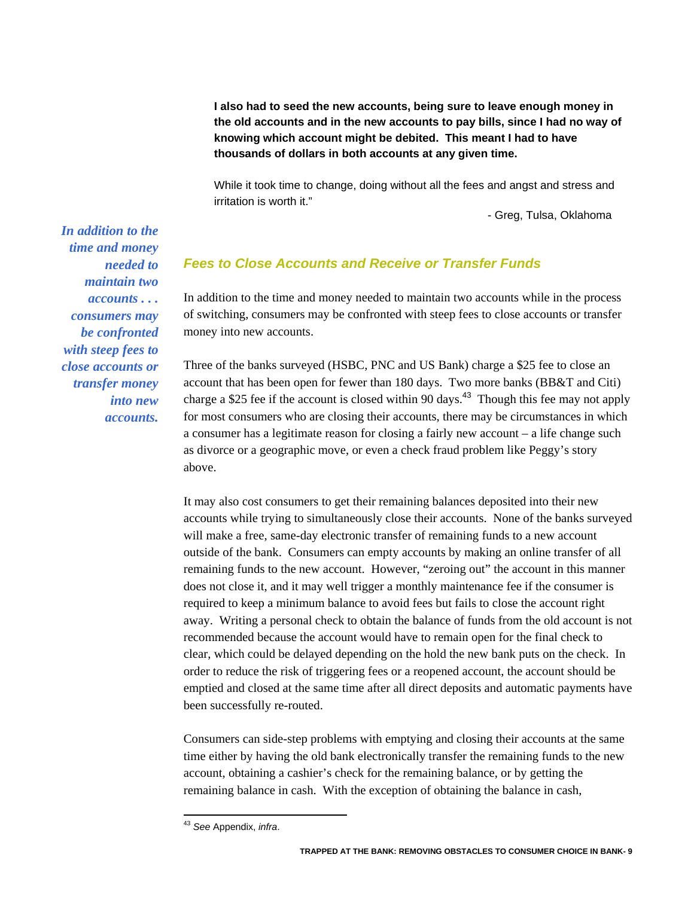**I also had to seed the new accounts, being sure to leave enough money in the old accounts and in the new accounts to pay bills, since I had no way of knowing which account might be debited. This meant I had to have thousands of dollars in both accounts at any given time.**

While it took time to change, doing without all the fees and angst and stress and irritation is worth it."

- Greg, Tulsa, Oklahoma

*In addition to the time and money needed to maintain two accounts . . . consumers may be confronted with steep fees to close accounts or transfer money into new accounts.*

## Fees to Close Accounts and Receive or Transfer Funds

In addition to the time and money needed to maintain two accounts while in the process of switching, consumers may be confronted with steep fees to close accounts or transfer money into new accounts.

Three of the banks surveyed (HSBC, PNC and US Bank) charge a $25 fee to close an account that has been open for fewer than 180 days. Two more banks (BB&T and Citi) charge a $25 fee if the account is closed within 90 days.[43] Though this fee may not apply for most consumers who are closing their accounts, there may be circumstances in which a consumer has a legitimate reason for closing a fairly new account – a life change such as divorce or a geographic move, or even a check fraud problem like Peggy's story above.

It may also cost consumers to get their remaining balances deposited into their new accounts while trying to simultaneously close their accounts. None of the banks surveyed will make a free, same-day electronic transfer of remaining funds to a new account outside of the bank. Consumers can empty accounts by making an online transfer of all remaining funds to the new account. However, "zeroing out" the account in this manner does not close it, and it may well trigger a monthly maintenance fee if the consumer is required to keep a minimum balance to avoid fees but fails to close the account right away. Writing a personal check to obtain the balance of funds from the old account is not recommended because the account would have to remain open for the final check to clear, which could be delayed depending on the hold the new bank puts on the check. In order to reduce the risk of triggering fees or a reopened account, the account should be emptied and closed at the same time after all direct deposits and automatic payments have been successfully re-routed.

Consumers can side-step problems with emptying and closing their accounts at the same time either by having the old bank electronically transfer the remaining funds to the new account, obtaining a cashier's check for the remaining balance, or by getting the remaining balance in cash. With the exception of obtaining the balance in cash,

---

[43] *See* Appendix, *infra*.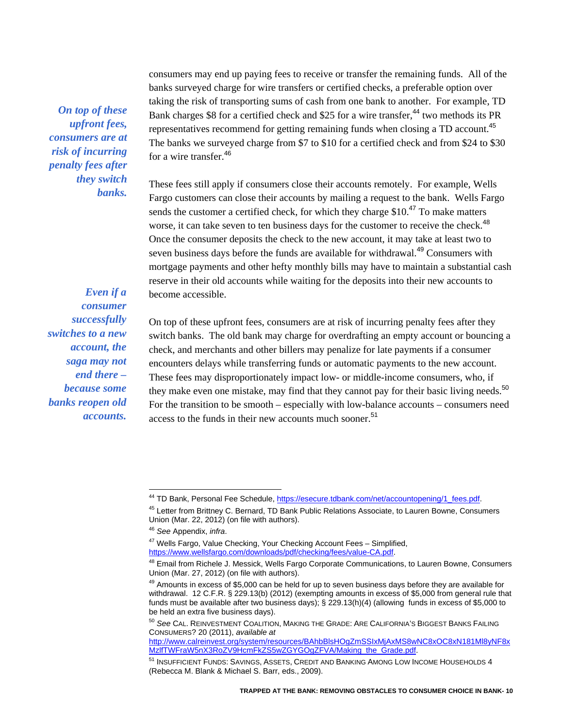consumers may end up paying fees to receive or transfer the remaining funds. All of the banks surveyed charge for wire transfers or certified checks, a preferable option over taking the risk of transporting sums of cash from one bank to another. For example, TD Bank charges $8 for a certified check and $25 for a wire transfer,[44] two methods its PR representatives recommend for getting remaining funds when closing a TD account.[45] The banks we surveyed charge from $7 to $10 for a certified check and from $24 to $30 for a wire transfer.[46]

*On top of these upfront fees, consumers are at risk of incurring penalty fees after they switch banks.*

These fees still apply if consumers close their accounts remotely. For example, Wells Fargo customers can close their accounts by mailing a request to the bank. Wells Fargo sends the customer a certified check, for which they charge $10.[47] To make matters worse, it can take seven to ten business days for the customer to receive the check.[48] Once the consumer deposits the check to the new account, it may take at least two to seven business days before the funds are available for withdrawal.[49] Consumers with mortgage payments and other hefty monthly bills may have to maintain a substantial cash reserve in their old accounts while waiting for the deposits into their new accounts to become accessible.

*Even if a consumer successfully switches to a new account, the saga may not end there – because some banks reopen old accounts.*

On top of these upfront fees, consumers are at risk of incurring penalty fees after they switch banks. The old bank may charge for overdrafting an empty account or bouncing a check, and merchants and other billers may penalize for late payments if a consumer encounters delays while transferring funds or automatic payments to the new account. These fees may disproportionately impact low- or middle-income consumers, who, if they make even one mistake, may find that they cannot pay for their basic living needs.[50] For the transition to be smooth – especially with low-balance accounts – consumers need access to the funds in their new accounts much sooner.[51]

---

[44] TD Bank, Personal Fee Schedule, https://esecure.tdbank.com/net/accountopening/1_fees.pdf.

[45] Letter from Brittney C. Bernard, TD Bank Public Relations Associate, to Lauren Bowne, Consumers Union (Mar. 22, 2012) (on file with authors).

[46] *See* Appendix, *infra*.

[47] Wells Fargo, Value Checking, Your Checking Account Fees – Simplified, https://www.wellsfargo.com/downloads/pdf/checking/fees/value-CA.pdf.

[48] Email from Richele J. Messick, Wells Fargo Corporate Communications, to Lauren Bowne, Consumers Union (Mar. 27, 2012) (on file with authors).

[49] Amounts in excess of $5,000 can be held for up to seven business days before they are available for withdrawal. 12 C.F.R. § 229.13(b) (2012) (exempting amounts in excess of $5,000 from general rule that funds must be available after two business days); § 229.13(h)(4) (allowing funds in excess of $5,000 to be held an extra five business days).

[50] *See* CAL. REINVESTMENT COALITION, MAKING THE GRADE: ARE CALIFORNIA'S BIGGEST BANKS FAILING CONSUMERS? 20 (2011), *available at* http://www.calreinvest.org/system/resources/BAhbBlsHOgZmSSIxMjAxMS8wNC8xOC8xN181Ml8yNF8xMzlfTWFraW5nX3RoZV9HcmFkZS5wZGYGOgZFVA/Making_the_Grade.pdf.

[51] INSUFFICIENT FUNDS: SAVINGS, ASSETS, CREDIT AND BANKING AMONG LOW INCOME HOUSEHOLDS 4 (Rebecca M. Blank & Michael S. Barr, eds., 2009).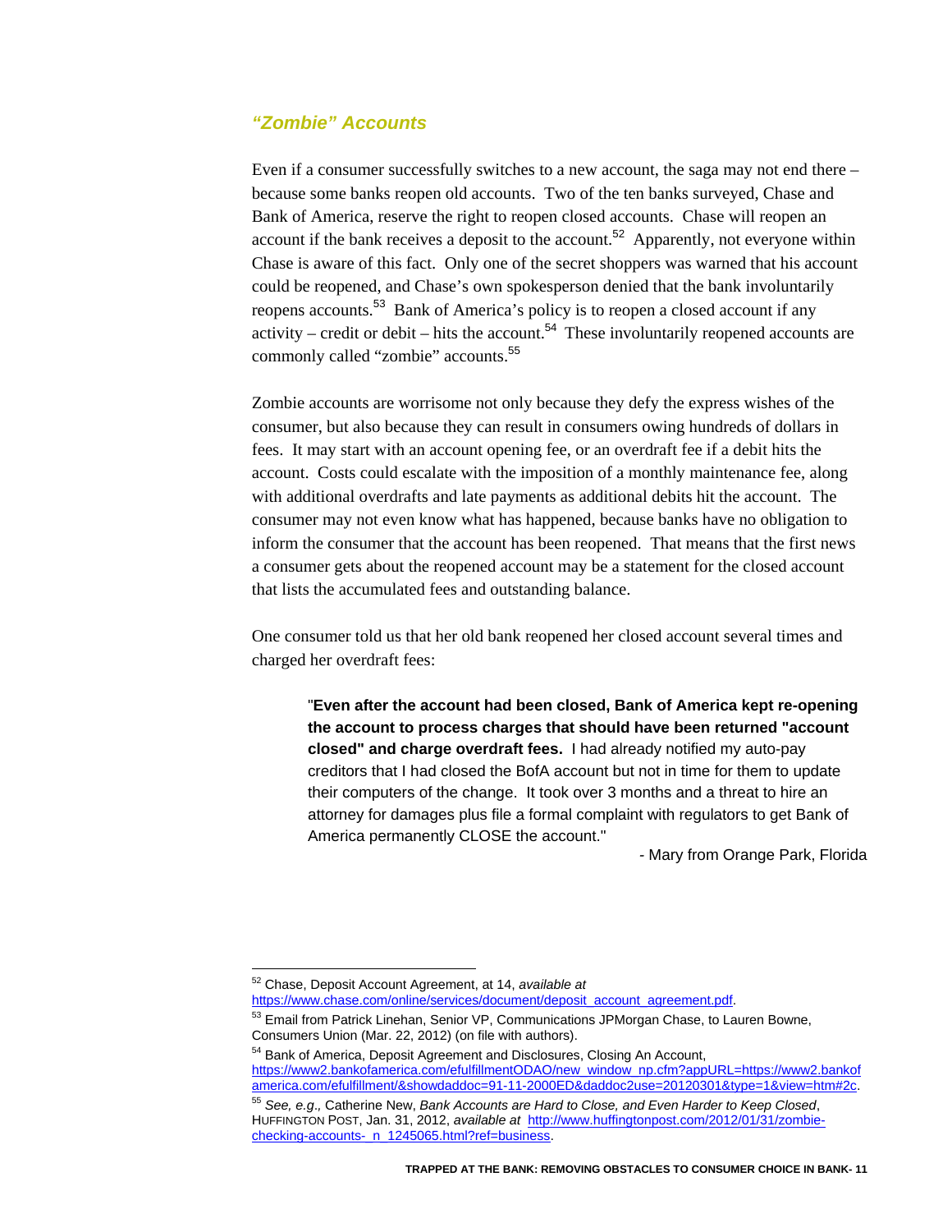### *"Zombie" Accounts*

Even if a consumer successfully switches to a new account, the saga may not end there – because some banks reopen old accounts. Two of the ten banks surveyed, Chase and Bank of America, reserve the right to reopen closed accounts. Chase will reopen an account if the bank receives a deposit to the account.[52] Apparently, not everyone within Chase is aware of this fact. Only one of the secret shoppers was warned that his account could be reopened, and Chase's own spokesperson denied that the bank involuntarily reopens accounts.[53] Bank of America's policy is to reopen a closed account if any activity – credit or debit – hits the account.[54] These involuntarily reopened accounts are commonly called "zombie" accounts.[55]

Zombie accounts are worrisome not only because they defy the express wishes of the consumer, but also because they can result in consumers owing hundreds of dollars in fees. It may start with an account opening fee, or an overdraft fee if a debit hits the account. Costs could escalate with the imposition of a monthly maintenance fee, along with additional overdrafts and late payments as additional debits hit the account. The consumer may not even know what has happened, because banks have no obligation to inform the consumer that the account has been reopened. That means that the first news a consumer gets about the reopened account may be a statement for the closed account that lists the accumulated fees and outstanding balance.

One consumer told us that her old bank reopened her closed account several times and charged her overdraft fees:

> "**Even after the account had been closed, Bank of America kept re-opening the account to process charges that should have been returned "account closed" and charge overdraft fees.** I had already notified my auto-pay creditors that I had closed the BofA account but not in time for them to update their computers of the change. It took over 3 months and a threat to hire an attorney for damages plus file a formal complaint with regulators to get Bank of America permanently CLOSE the account."
>
> - Mary from Orange Park, Florida

---

[52] Chase, Deposit Account Agreement, at 14, *available at* https://www.chase.com/online/services/document/deposit_account_agreement.pdf.

[53] Email from Patrick Linehan, Senior VP, Communications JPMorgan Chase, to Lauren Bowne, Consumers Union (Mar. 22, 2012) (on file with authors).

[54] Bank of America, Deposit Agreement and Disclosures, Closing An Account, https://www2.bankofamerica.com/efulfillmentODAO/new_window_np.cfm?appURL=https://www2.bankofamerica.com/efulfillment/&showdaddoc=91-11-2000ED&daddoc2use=20120301&type=1&view=htm#2c.

[55] *See, e.g.,* Catherine New, *Bank Accounts are Hard to Close, and Even Harder to Keep Closed*, HUFFINGTON POST, Jan. 31, 2012, *available at* http://www.huffingtonpost.com/2012/01/31/zombie-checking-accounts-_n_1245065.html?ref=business.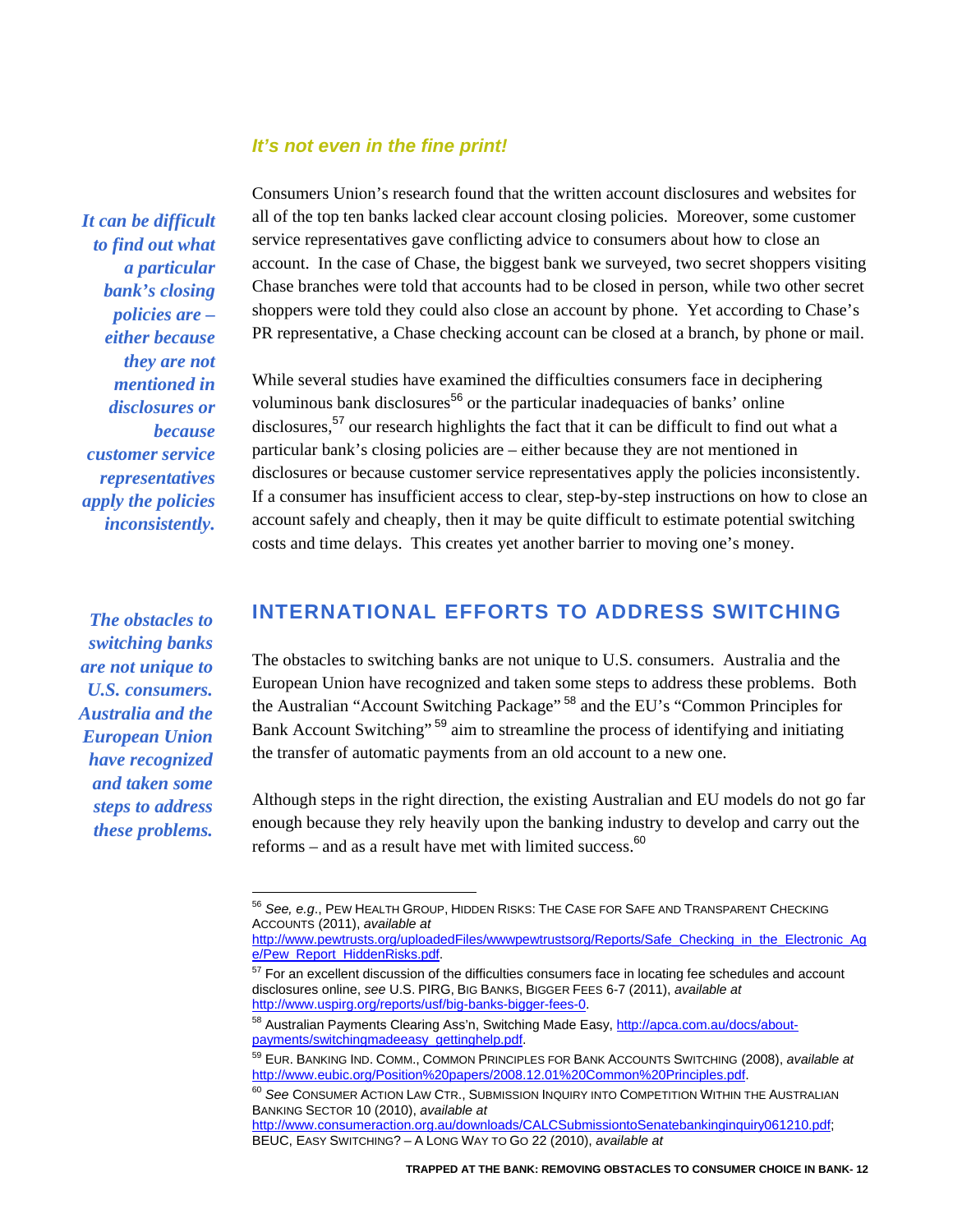### *It's not even in the fine print!*

*It can be difficult to find out what a particular bank's closing policies are – either because they are not mentioned in disclosures or because customer service representatives apply the policies inconsistently.*

Consumers Union's research found that the written account disclosures and websites for all of the top ten banks lacked clear account closing policies. Moreover, some customer service representatives gave conflicting advice to consumers about how to close an account. In the case of Chase, the biggest bank we surveyed, two secret shoppers visiting Chase branches were told that accounts had to be closed in person, while two other secret shoppers were told they could also close an account by phone. Yet according to Chase's PR representative, a Chase checking account can be closed at a branch, by phone or mail.

While several studies have examined the difficulties consumers face in deciphering voluminous bank disclosures[56] or the particular inadequacies of banks' online disclosures,[57] our research highlights the fact that it can be difficult to find out what a particular bank's closing policies are – either because they are not mentioned in disclosures or because customer service representatives apply the policies inconsistently. If a consumer has insufficient access to clear, step-by-step instructions on how to close an account safely and cheaply, then it may be quite difficult to estimate potential switching costs and time delays. This creates yet another barrier to moving one's money.

## INTERNATIONAL EFFORTS TO ADDRESS SWITCHING

*The obstacles to switching banks are not unique to U.S. consumers. Australia and the European Union have recognized and taken some steps to address these problems.*

The obstacles to switching banks are not unique to U.S. consumers. Australia and the European Union have recognized and taken some steps to address these problems. Both the Australian "Account Switching Package"[58] and the EU's "Common Principles for Bank Account Switching"[59] aim to streamline the process of identifying and initiating the transfer of automatic payments from an old account to a new one.

Although steps in the right direction, the existing Australian and EU models do not go far enough because they rely heavily upon the banking industry to develop and carry out the reforms – and as a result have met with limited success.[60]

---

[56] *See, e.g.*, PEW HEALTH GROUP, HIDDEN RISKS: THE CASE FOR SAFE AND TRANSPARENT CHECKING ACCOUNTS (2011), *available at* http://www.pewtrusts.org/uploadedFiles/wwwpewtrustsorg/Reports/Safe_Checking_in_the_Electronic_Age/Pew_Report_HiddenRisks.pdf.

[57] For an excellent discussion of the difficulties consumers face in locating fee schedules and account disclosures online, *see* U.S. PIRG, BIG BANKS, BIGGER FEES 6-7 (2011), *available at* http://www.uspirg.org/reports/usf/big-banks-bigger-fees-0.

[58] Australian Payments Clearing Ass'n, Switching Made Easy, http://apca.com.au/docs/about-payments/switchingmadeeasy_gettinghelp.pdf.

[59] EUR. BANKING IND. COMM., COMMON PRINCIPLES FOR BANK ACCOUNTS SWITCHING (2008), *available at* http://www.eubic.org/Position%20papers/2008.12.01%20Common%20Principles.pdf.

[60] *See* CONSUMER ACTION LAW CTR., SUBMISSION INQUIRY INTO COMPETITION WITHIN THE AUSTRALIAN BANKING SECTOR 10 (2010), *available at* http://www.consumeraction.org.au/downloads/CALCSubmissiontoSenatebankinginquiry061210.pdf; BEUC, EASY SWITCHING? – A LONG WAY TO GO 22 (2010), *available at*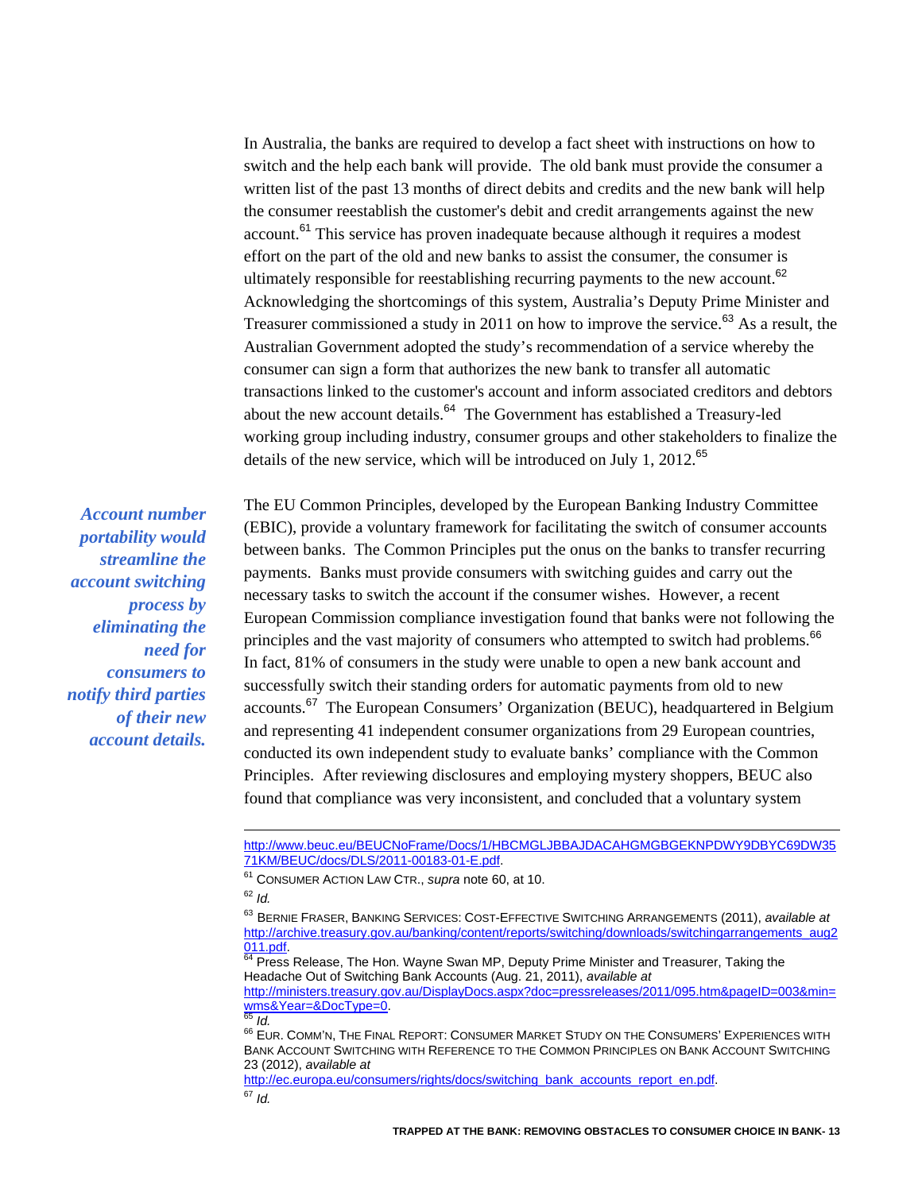In Australia, the banks are required to develop a fact sheet with instructions on how to switch and the help each bank will provide. The old bank must provide the consumer a written list of the past 13 months of direct debits and credits and the new bank will help the consumer reestablish the customer's debit and credit arrangements against the new account.[61] This service has proven inadequate because although it requires a modest effort on the part of the old and new banks to assist the consumer, the consumer is ultimately responsible for reestablishing recurring payments to the new account.[62] Acknowledging the shortcomings of this system, Australia's Deputy Prime Minister and Treasurer commissioned a study in 2011 on how to improve the service.[63] As a result, the Australian Government adopted the study's recommendation of a service whereby the consumer can sign a form that authorizes the new bank to transfer all automatic transactions linked to the customer's account and inform associated creditors and debtors about the new account details.[64] The Government has established a Treasury-led working group including industry, consumer groups and other stakeholders to finalize the details of the new service, which will be introduced on July 1, 2012.[65]

***Account number portability would streamline the account switching process by eliminating the need for consumers to notify third parties of their new account details.***

The EU Common Principles, developed by the European Banking Industry Committee (EBIC), provide a voluntary framework for facilitating the switch of consumer accounts between banks. The Common Principles put the onus on the banks to transfer recurring payments. Banks must provide consumers with switching guides and carry out the necessary tasks to switch the account if the consumer wishes. However, a recent European Commission compliance investigation found that banks were not following the principles and the vast majority of consumers who attempted to switch had problems.[66] In fact, 81% of consumers in the study were unable to open a new bank account and successfully switch their standing orders for automatic payments from old to new accounts.[67] The European Consumers' Organization (BEUC), headquartered in Belgium and representing 41 independent consumer organizations from 29 European countries, conducted its own independent study to evaluate banks' compliance with the Common Principles. After reviewing disclosures and employing mystery shoppers, BEUC also found that compliance was very inconsistent, and concluded that a voluntary system

---

http://www.beuc.eu/BEUCNoFrame/Docs/1/HBCMGLJBBAJDACAHGMGBGEKNPDWY9DBYC69DW3571KM/BEUC/docs/DLS/2011-00183-01-E.pdf.

[61] CONSUMER ACTION LAW CTR., *supra* note 60, at 10.

[62] *Id.*

[63] BERNIE FRASER, BANKING SERVICES: COST-EFFECTIVE SWITCHING ARRANGEMENTS (2011), *available at* http://archive.treasury.gov.au/banking/content/reports/switching/downloads/switchingarrangements_aug2011.pdf.

[64] Press Release, The Hon. Wayne Swan MP, Deputy Prime Minister and Treasurer, Taking the Headache Out of Switching Bank Accounts (Aug. 21, 2011), *available at* http://ministers.treasury.gov.au/DisplayDocs.aspx?doc=pressreleases/2011/095.htm&pageID=003&min=wms&Year=&DocType=0.

[65] *Id.*

[66] EUR. COMM'N, THE FINAL REPORT: CONSUMER MARKET STUDY ON THE CONSUMERS' EXPERIENCES WITH BANK ACCOUNT SWITCHING WITH REFERENCE TO THE COMMON PRINCIPLES ON BANK ACCOUNT SWITCHING 23 (2012), *available at* http://ec.europa.eu/consumers/rights/docs/switching_bank_accounts_report_en.pdf.

[67] *Id.*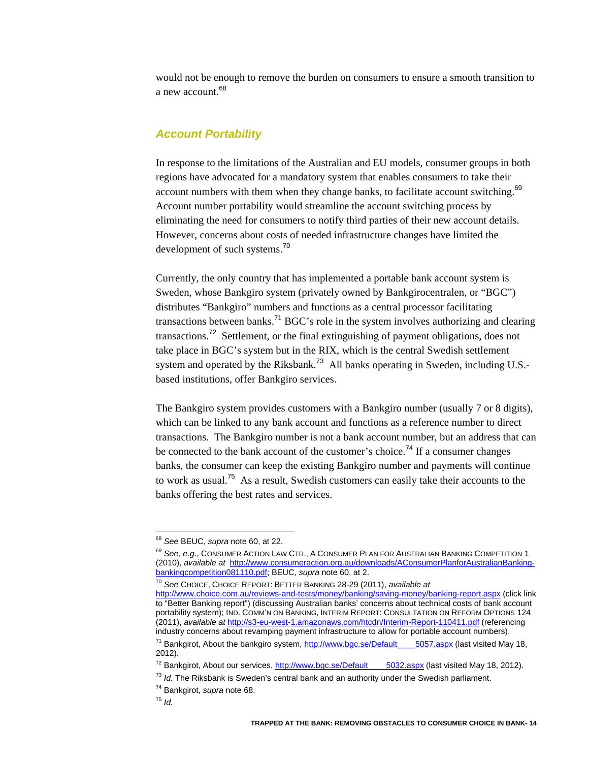would not be enough to remove the burden on consumers to ensure a smooth transition to a new account.[68]

### *Account Portability*

In response to the limitations of the Australian and EU models, consumer groups in both regions have advocated for a mandatory system that enables consumers to take their account numbers with them when they change banks, to facilitate account switching.[69] Account number portability would streamline the account switching process by eliminating the need for consumers to notify third parties of their new account details. However, concerns about costs of needed infrastructure changes have limited the development of such systems.[70]

Currently, the only country that has implemented a portable bank account system is Sweden, whose Bankgiro system (privately owned by Bankgirocentralen, or "BGC") distributes "Bankgiro" numbers and functions as a central processor facilitating transactions between banks.[71] BGC's role in the system involves authorizing and clearing transactions.[72] Settlement, or the final extinguishing of payment obligations, does not take place in BGC's system but in the RIX, which is the central Swedish settlement system and operated by the Riksbank.[73] All banks operating in Sweden, including U.S.-based institutions, offer Bankgiro services.

The Bankgiro system provides customers with a Bankgiro number (usually 7 or 8 digits), which can be linked to any bank account and functions as a reference number to direct transactions. The Bankgiro number is not a bank account number, but an address that can be connected to the bank account of the customer's choice.[74] If a consumer changes banks, the consumer can keep the existing Bankgiro number and payments will continue to work as usual.[75] As a result, Swedish customers can easily take their accounts to the banks offering the best rates and services.

---

[68] *See* BEUC, *supra* note 60, at 22.

[69] *See, e.g.*, CONSUMER ACTION LAW CTR., A CONSUMER PLAN FOR AUSTRALIAN BANKING COMPETITION 1 (2010), *available at* http://www.consumeraction.org.au/downloads/AConsumerPlanforAustralianBanking-bankingcompetition081110.pdf; BEUC, *supra* note 60, at 2.

[70] *See* CHOICE, CHOICE REPORT: BETTER BANKING 28-29 (2011), *available at* http://www.choice.com.au/reviews-and-tests/money/banking/saving-money/banking-report.aspx (click link to "Better Banking report") (discussing Australian banks' concerns about technical costs of bank account portability system); IND. COMM'N ON BANKING, INTERIM REPORT: CONSULTATION ON REFORM OPTIONS 124 (2011), *available at* http://s3-eu-west-1.amazonaws.com/htcdn/Interim-Report-110411.pdf (referencing industry concerns about revamping payment infrastructure to allow for portable account numbers).

[71] Bankgirot, About the bankgiro system, http://www.bgc.se/Default____5057.aspx (last visited May 18, 2012).

[72] Bankgirot, About our services, http://www.bgc.se/Default____5032.aspx (last visited May 18, 2012).

[73] *Id.* The Riksbank is Sweden's central bank and an authority under the Swedish parliament.

[74] Bankgirot, *supra* note 68.

[75] *Id.*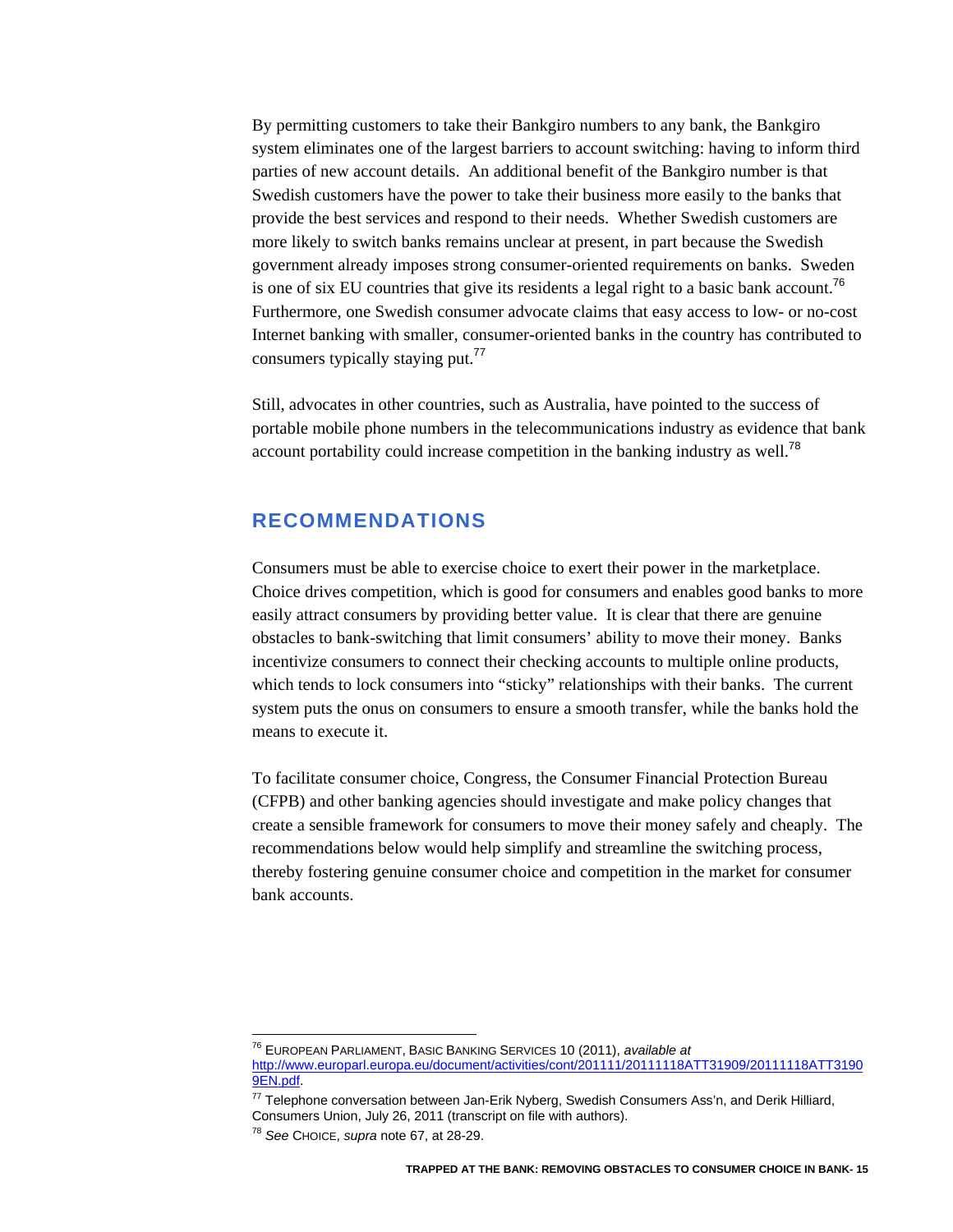By permitting customers to take their Bankgiro numbers to any bank, the Bankgiro system eliminates one of the largest barriers to account switching: having to inform third parties of new account details. An additional benefit of the Bankgiro number is that Swedish customers have the power to take their business more easily to the banks that provide the best services and respond to their needs. Whether Swedish customers are more likely to switch banks remains unclear at present, in part because the Swedish government already imposes strong consumer-oriented requirements on banks. Sweden is one of six EU countries that give its residents a legal right to a basic bank account.[76] Furthermore, one Swedish consumer advocate claims that easy access to low- or no-cost Internet banking with smaller, consumer-oriented banks in the country has contributed to consumers typically staying put.[77]

Still, advocates in other countries, such as Australia, have pointed to the success of portable mobile phone numbers in the telecommunications industry as evidence that bank account portability could increase competition in the banking industry as well.[78]

## RECOMMENDATIONS

Consumers must be able to exercise choice to exert their power in the marketplace. Choice drives competition, which is good for consumers and enables good banks to more easily attract consumers by providing better value. It is clear that there are genuine obstacles to bank-switching that limit consumers' ability to move their money. Banks incentivize consumers to connect their checking accounts to multiple online products, which tends to lock consumers into "sticky" relationships with their banks. The current system puts the onus on consumers to ensure a smooth transfer, while the banks hold the means to execute it.

To facilitate consumer choice, Congress, the Consumer Financial Protection Bureau (CFPB) and other banking agencies should investigate and make policy changes that create a sensible framework for consumers to move their money safely and cheaply. The recommendations below would help simplify and streamline the switching process, thereby fostering genuine consumer choice and competition in the market for consumer bank accounts.

---

[76] EUROPEAN PARLIAMENT, BASIC BANKING SERVICES 10 (2011), *available at* http://www.europarl.europa.eu/document/activities/cont/201111/20111118ATT31909/20111118ATT31909EN.pdf.

[77] Telephone conversation between Jan-Erik Nyberg, Swedish Consumers Ass'n, and Derik Hilliard, Consumers Union, July 26, 2011 (transcript on file with authors).

[78] *See* CHOICE, *supra* note 67, at 28-29.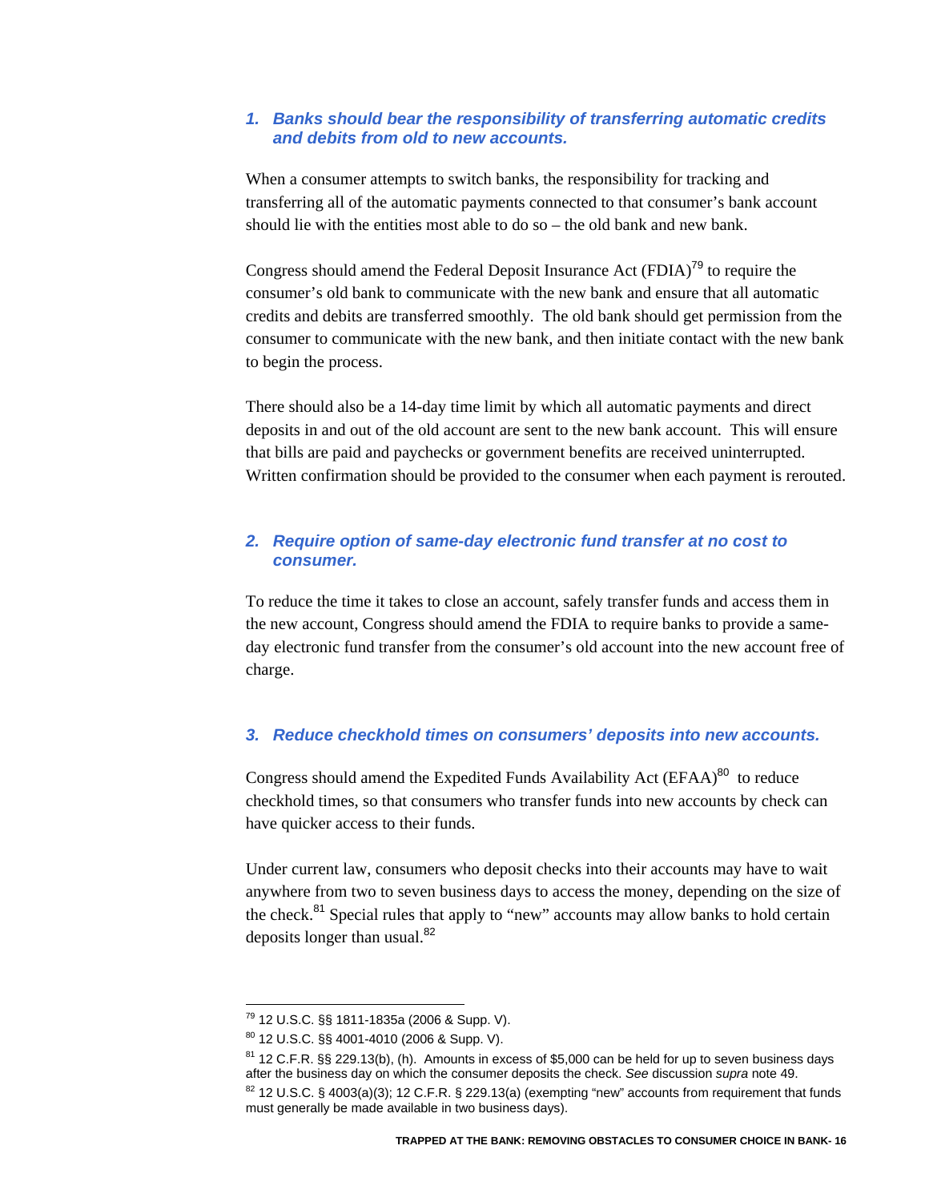### *1. Banks should bear the responsibility of transferring automatic credits and debits from old to new accounts.*

When a consumer attempts to switch banks, the responsibility for tracking and transferring all of the automatic payments connected to that consumer's bank account should lie with the entities most able to do so – the old bank and new bank.

Congress should amend the Federal Deposit Insurance Act (FDIA)[79] to require the consumer's old bank to communicate with the new bank and ensure that all automatic credits and debits are transferred smoothly. The old bank should get permission from the consumer to communicate with the new bank, and then initiate contact with the new bank to begin the process.

There should also be a 14-day time limit by which all automatic payments and direct deposits in and out of the old account are sent to the new bank account. This will ensure that bills are paid and paychecks or government benefits are received uninterrupted. Written confirmation should be provided to the consumer when each payment is rerouted.

### *2. Require option of same-day electronic fund transfer at no cost to consumer.*

To reduce the time it takes to close an account, safely transfer funds and access them in the new account, Congress should amend the FDIA to require banks to provide a same-day electronic fund transfer from the consumer's old account into the new account free of charge.

### *3. Reduce checkhold times on consumers' deposits into new accounts.*

Congress should amend the Expedited Funds Availability Act (EFAA)[80] to reduce checkhold times, so that consumers who transfer funds into new accounts by check can have quicker access to their funds.

Under current law, consumers who deposit checks into their accounts may have to wait anywhere from two to seven business days to access the money, depending on the size of the check.[81] Special rules that apply to "new" accounts may allow banks to hold certain deposits longer than usual.[82]

---

[79] 12 U.S.C. §§ 1811-1835a (2006 & Supp. V).

[80] 12 U.S.C. §§ 4001-4010 (2006 & Supp. V).

[81] 12 C.F.R. §§ 229.13(b), (h). Amounts in excess of $5,000 can be held for up to seven business days after the business day on which the consumer deposits the check. *See* discussion *supra* note 49.

[82] 12 U.S.C. § 4003(a)(3); 12 C.F.R. § 229.13(a) (exempting "new" accounts from requirement that funds must generally be made available in two business days).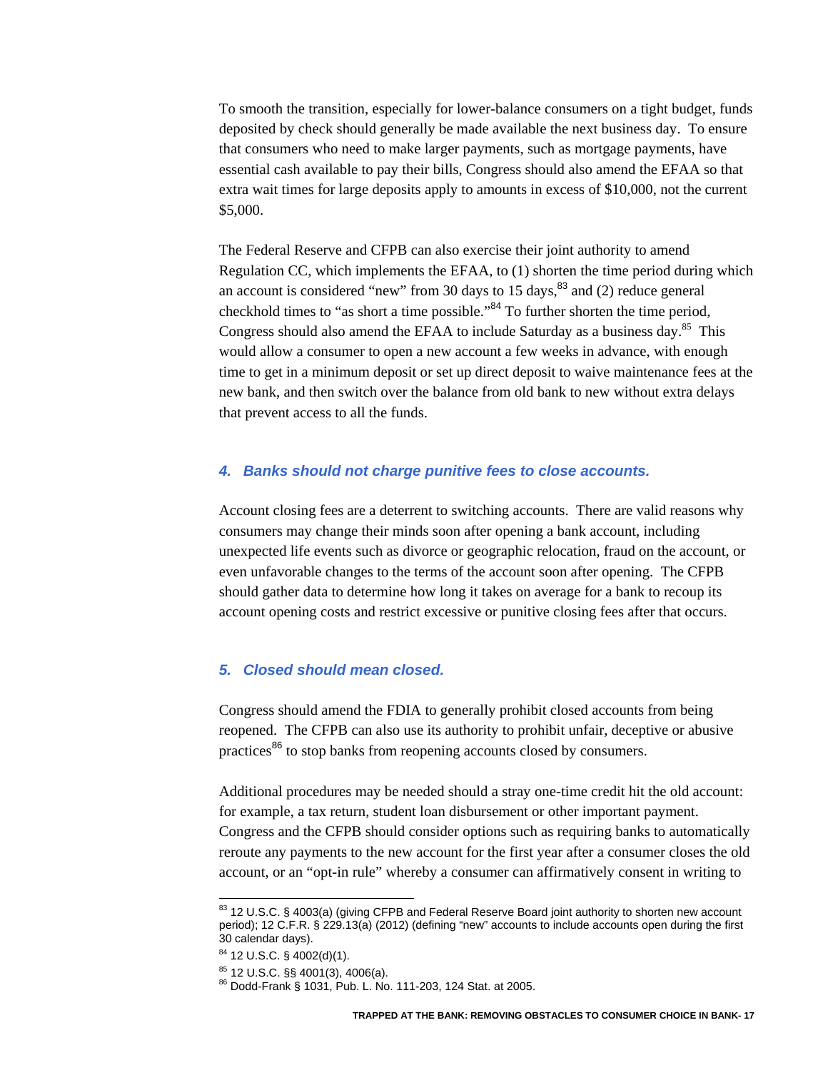To smooth the transition, especially for lower-balance consumers on a tight budget, funds deposited by check should generally be made available the next business day. To ensure that consumers who need to make larger payments, such as mortgage payments, have essential cash available to pay their bills, Congress should also amend the EFAA so that extra wait times for large deposits apply to amounts in excess of $10,000, not the current $5,000.

The Federal Reserve and CFPB can also exercise their joint authority to amend Regulation CC, which implements the EFAA, to (1) shorten the time period during which an account is considered "new" from 30 days to 15 days,[83] and (2) reduce general checkhold times to "as short a time possible."[84] To further shorten the time period, Congress should also amend the EFAA to include Saturday as a business day.[85] This would allow a consumer to open a new account a few weeks in advance, with enough time to get in a minimum deposit or set up direct deposit to waive maintenance fees at the new bank, and then switch over the balance from old bank to new without extra delays that prevent access to all the funds.

### *4. Banks should not charge punitive fees to close accounts.*

Account closing fees are a deterrent to switching accounts. There are valid reasons why consumers may change their minds soon after opening a bank account, including unexpected life events such as divorce or geographic relocation, fraud on the account, or even unfavorable changes to the terms of the account soon after opening. The CFPB should gather data to determine how long it takes on average for a bank to recoup its account opening costs and restrict excessive or punitive closing fees after that occurs.

### *5. Closed should mean closed.*

Congress should amend the FDIA to generally prohibit closed accounts from being reopened. The CFPB can also use its authority to prohibit unfair, deceptive or abusive practices[86] to stop banks from reopening accounts closed by consumers.

Additional procedures may be needed should a stray one-time credit hit the old account: for example, a tax return, student loan disbursement or other important payment. Congress and the CFPB should consider options such as requiring banks to automatically reroute any payments to the new account for the first year after a consumer closes the old account, or an "opt-in rule" whereby a consumer can affirmatively consent in writing to

---

[83] 12 U.S.C. § 4003(a) (giving CFPB and Federal Reserve Board joint authority to shorten new account period); 12 C.F.R. § 229.13(a) (2012) (defining "new" accounts to include accounts open during the first 30 calendar days).

[84] 12 U.S.C. § 4002(d)(1).

[85] 12 U.S.C. §§ 4001(3), 4006(a).

[86] Dodd-Frank § 1031, Pub. L. No. 111-203, 124 Stat. at 2005.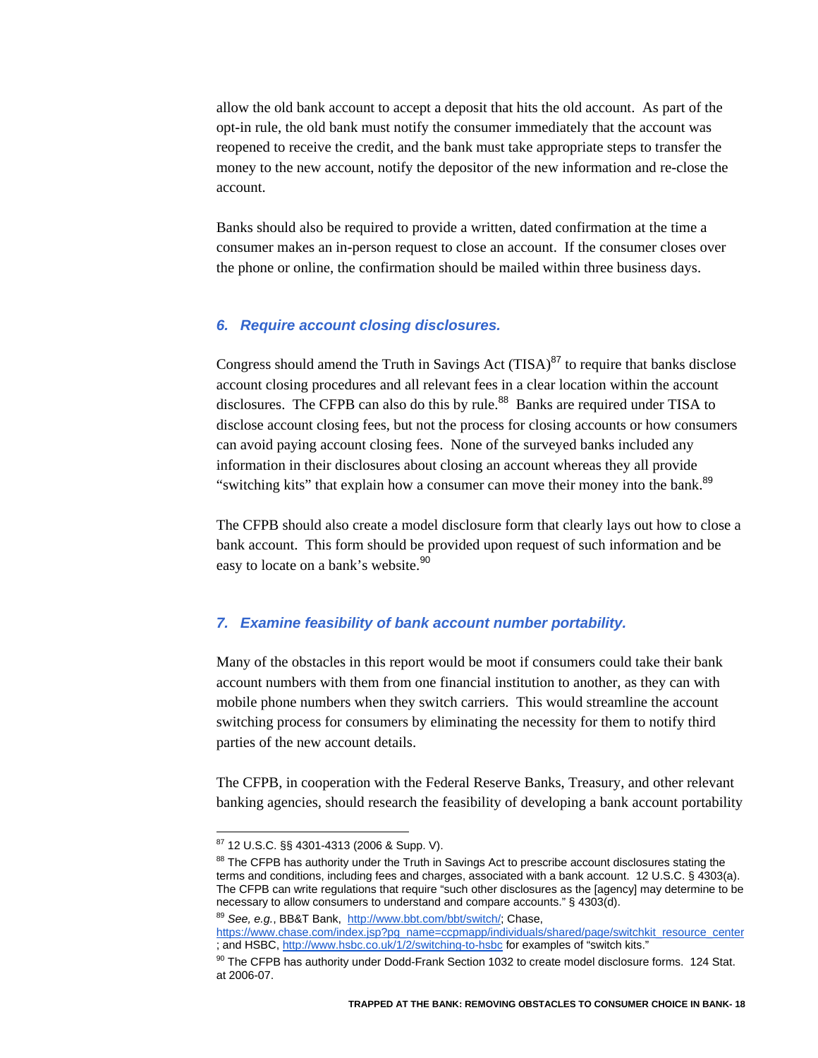allow the old bank account to accept a deposit that hits the old account. As part of the opt-in rule, the old bank must notify the consumer immediately that the account was reopened to receive the credit, and the bank must take appropriate steps to transfer the money to the new account, notify the depositor of the new information and re-close the account.

Banks should also be required to provide a written, dated confirmation at the time a consumer makes an in-person request to close an account. If the consumer closes over the phone or online, the confirmation should be mailed within three business days.

### *6. Require account closing disclosures.*

Congress should amend the Truth in Savings Act (TISA)[87] to require that banks disclose account closing procedures and all relevant fees in a clear location within the account disclosures. The CFPB can also do this by rule.[88] Banks are required under TISA to disclose account closing fees, but not the process for closing accounts or how consumers can avoid paying account closing fees. None of the surveyed banks included any information in their disclosures about closing an account whereas they all provide "switching kits" that explain how a consumer can move their money into the bank.[89]

The CFPB should also create a model disclosure form that clearly lays out how to close a bank account. This form should be provided upon request of such information and be easy to locate on a bank's website.[90]

### *7. Examine feasibility of bank account number portability.*

Many of the obstacles in this report would be moot if consumers could take their bank account numbers with them from one financial institution to another, as they can with mobile phone numbers when they switch carriers. This would streamline the account switching process for consumers by eliminating the necessity for them to notify third parties of the new account details.

The CFPB, in cooperation with the Federal Reserve Banks, Treasury, and other relevant banking agencies, should research the feasibility of developing a bank account portability

---

[87] 12 U.S.C. §§ 4301-4313 (2006 & Supp. V).

[88] The CFPB has authority under the Truth in Savings Act to prescribe account disclosures stating the terms and conditions, including fees and charges, associated with a bank account. 12 U.S.C. § 4303(a). The CFPB can write regulations that require "such other disclosures as the [agency] may determine to be necessary to allow consumers to understand and compare accounts." § 4303(d).

[89] *See, e.g.*, BB&T Bank, http://www.bbt.com/bbt/switch/; Chase, https://www.chase.com/index.jsp?pg_name=ccpmapp/individuals/shared/page/switchkit_resource_center ; and HSBC, http://www.hsbc.co.uk/1/2/switching-to-hsbc for examples of "switch kits."

[90] The CFPB has authority under Dodd-Frank Section 1032 to create model disclosure forms. 124 Stat. at 2006-07.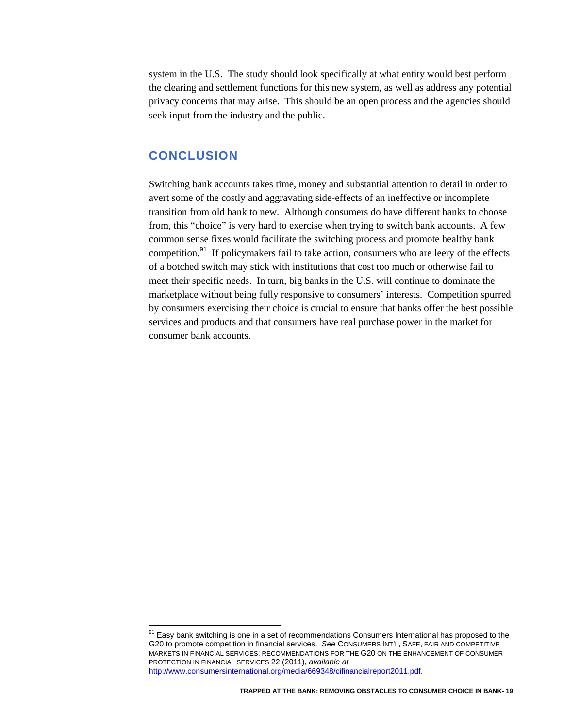system in the U.S. The study should look specifically at what entity would best perform the clearing and settlement functions for this new system, as well as address any potential privacy concerns that may arise. This should be an open process and the agencies should seek input from the industry and the public.

## CONCLUSION

Switching bank accounts takes time, money and substantial attention to detail in order to avert some of the costly and aggravating side-effects of an ineffective or incomplete transition from old bank to new. Although consumers do have different banks to choose from, this "choice" is very hard to exercise when trying to switch bank accounts. A few common sense fixes would facilitate the switching process and promote healthy bank competition.[91] If policymakers fail to take action, consumers who are leery of the effects of a botched switch may stick with institutions that cost too much or otherwise fail to meet their specific needs. In turn, big banks in the U.S. will continue to dominate the marketplace without being fully responsive to consumers' interests. Competition spurred by consumers exercising their choice is crucial to ensure that banks offer the best possible services and products and that consumers have real purchase power in the market for consumer bank accounts.

---

[91] Easy bank switching is one in a set of recommendations Consumers International has proposed to the G20 to promote competition in financial services. *See* CONSUMERS INT'L, SAFE, FAIR AND COMPETITIVE MARKETS IN FINANCIAL SERVICES: RECOMMENDATIONS FOR THE G20 ON THE ENHANCEMENT OF CONSUMER PROTECTION IN FINANCIAL SERVICES 22 (2011), *available at* http://www.consumersinternational.org/media/669348/cifinancialreport2011.pdf.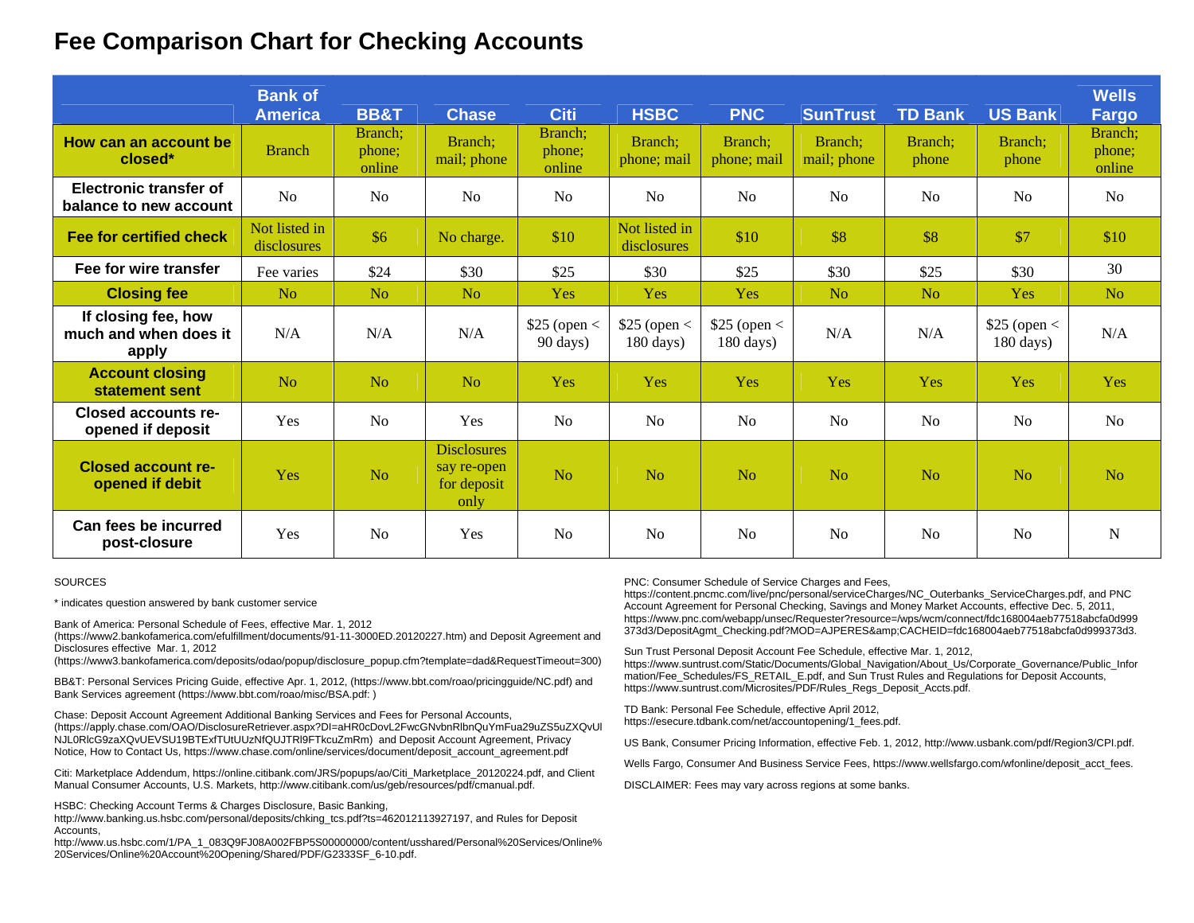# Fee Comparison Chart for Checking Accounts

| | Bank of America | BB&T | Chase | Citi | HSBC | PNC | SunTrust | TD Bank | US Bank | Wells Fargo |
|---|---|---|---|---|---|---|---|---|---|---|
| **How can an account be closed*** | Branch | Branch; phone; online | Branch; mail; phone | Branch; phone; online | Branch; phone; mail | Branch; phone; mail | Branch; mail; phone | Branch; phone | Branch; phone | Branch; phone; online |
| **Electronic transfer of balance to new account** | No | No | No | No | No | No | No | No | No | No |
| **Fee for certified check** | Not listed in disclosures | $6 | No charge. | $10 | Not listed in disclosures | $10 | $8 | $8 | $7 | $10 |
| **Fee for wire transfer** | Fee varies | $24 | $30 | $25 | $30 | $25 | $30 | $25 | $30 | 30 |
| **Closing fee** | No | No | No | Yes | Yes | Yes | No | No | Yes | No |
| **If closing fee, how much and when does it apply** | N/A | N/A | N/A | $25 (open < 90 days) | $25 (open < 180 days) | $25 (open < 180 days) | N/A | N/A | $25 (open < 180 days) | N/A |
| **Account closing statement sent** | No | No | No | Yes | Yes | Yes | Yes | Yes | Yes | Yes |
| **Closed accounts re-opened if deposit** | Yes | No | Yes | No | No | No | No | No | No | No |
| **Closed account re-opened if debit** | Yes | No | Disclosures say re-open for deposit only | No | No | No | No | No | No | No |
| **Can fees be incurred post-closure** | Yes | No | Yes | No | No | No | No | No | No | N |

SOURCES

* indicates question answered by bank customer service

Bank of America: Personal Schedule of Fees, effective Mar. 1, 2012 (https://www2.bankofamerica.com/efulfillment/documents/91-11-3000ED.20120227.htm) and Deposit Agreement and Disclosures effective Mar. 1, 2012 (https://www3.bankofamerica.com/deposits/odao/popup/disclosure_popup.cfm?template=dad&RequestTimeout=300)

BB&T: Personal Services Pricing Guide, effective Apr. 1, 2012, (https://www.bbt.com/roao/pricingguide/NC.pdf) and Bank Services agreement (https://www.bbt.com/roao/misc/BSA.pdf: )

Chase: Deposit Account Agreement Additional Banking Services and Fees for Personal Accounts, (https://apply.chase.com/OAO/DisclosureRetriever.aspx?DI=aHR0cDovL2FwcGNvbnRlbnQuYmFua29uZS5uZXQvUlNJL0RlcG9zaXQvUEVSU19BTExfTUtUUzNfQUJTRl9FTkcuZmRm) and Deposit Account Agreement, Privacy Notice, How to Contact Us, https://www.chase.com/online/services/document/deposit_account_agreement.pdf

Citi: Marketplace Addendum, https://online.citibank.com/JRS/popups/ao/Citi_Marketplace_20120224.pdf, and Client Manual Consumer Accounts, U.S. Markets, http://www.citibank.com/us/geb/resources/pdf/cmanual.pdf.

HSBC: Checking Account Terms & Charges Disclosure, Basic Banking, http://www.banking.us.hsbc.com/personal/deposits/chking_tcs.pdf?ts=462012113927197, and Rules for Deposit Accounts, http://www.us.hsbc.com/1/PA_1_083Q9FJ08A002FBP5S00000000/content/usshared/Personal%20Services/Online%20Services/Online%20Account%20Opening/Shared/PDF/G2333SF_6-10.pdf.

PNC: Consumer Schedule of Service Charges and Fees, https://content.pncmc.com/live/pnc/personal/serviceCharges/NC_Outerbanks_ServiceCharges.pdf, and PNC Account Agreement for Personal Checking, Savings and Money Market Accounts, effective Dec. 5, 2011, https://www.pnc.com/webapp/unsec/Requester?resource=/wps/wcm/connect/fdc168004aeb77518abcfa0d999373d3/DepositAgmt_Checking.pdf?MOD=AJPERES&amp;CACHEID=fdc168004aeb77518abcfa0d999373d3.

Sun Trust Personal Deposit Account Fee Schedule, effective Mar. 1, 2012, https://www.suntrust.com/Static/Documents/Global_Navigation/About_Us/Corporate_Governance/Public_Information/Fee_Schedules/FS_RETAIL_E.pdf, and Sun Trust Rules and Regulations for Deposit Accounts, https://www.suntrust.com/Microsites/PDF/Rules_Regs_Deposit_Accts.pdf.

TD Bank: Personal Fee Schedule, effective April 2012, https://esecure.tdbank.com/net/accountopening/1_fees.pdf.

US Bank, Consumer Pricing Information, effective Feb. 1, 2012, http://www.usbank.com/pdf/Region3/CPI.pdf.

Wells Fargo, Consumer And Business Service Fees, https://www.wellsfargo.com/wfonline/deposit_acct_fees.

DISCLAIMER: Fees may vary across regions at some banks.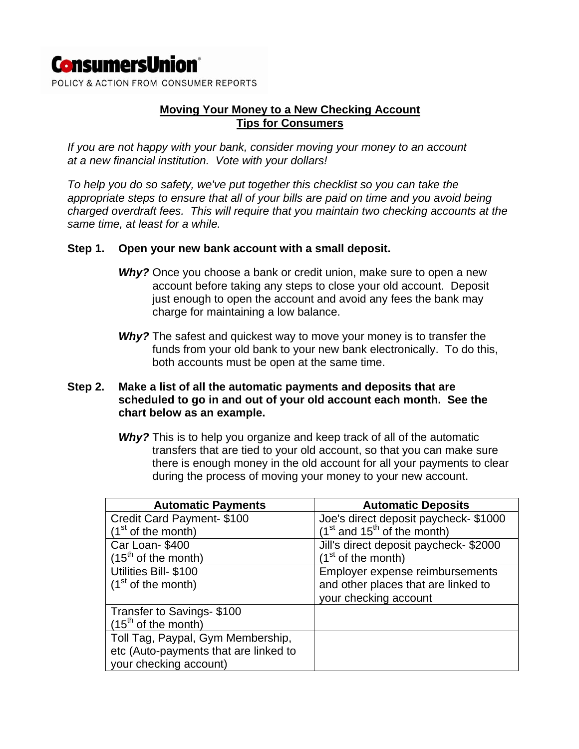**ConsumersUnion**

POLICY & ACTION FROM CONSUMER REPORTS

## Moving Your Money to a New Checking Account
## Tips for Consumers

*If you are not happy with your bank, consider moving your money to an account at a new financial institution. Vote with your dollars!*

*To help you do so safety, we've put together this checklist so you can take the appropriate steps to ensure that all of your bills are paid on time and you avoid being charged overdraft fees. This will require that you maintain two checking accounts at the same time, at least for a while.*

**Step 1. Open your new bank account with a small deposit.**

***Why?*** Once you choose a bank or credit union, make sure to open a new account before taking any steps to close your old account. Deposit just enough to open the account and avoid any fees the bank may charge for maintaining a low balance.

***Why?*** The safest and quickest way to move your money is to transfer the funds from your old bank to your new bank electronically. To do this, both accounts must be open at the same time.

**Step 2. Make a list of all the automatic payments and deposits that are scheduled to go in and out of your old account each month. See the chart below as an example.**

***Why?*** This is to help you organize and keep track of all of the automatic transfers that are tied to your old account, so that you can make sure there is enough money in the old account for all your payments to clear during the process of moving your money to your new account.

| Automatic Payments | Automatic Deposits |
|---|---|
| Credit Card Payment- $100 (1st of the month) | Joe's direct deposit paycheck- $1000 (1st and 15th of the month) |
| Car Loan- $400 (15th of the month) | Jill's direct deposit paycheck- $2000 (1st of the month) |
| Utilities Bill- $100 (1st of the month) | Employer expense reimbursements and other places that are linked to your checking account |
| Transfer to Savings- $100 (15th of the month) | |
| Toll Tag, Paypal, Gym Membership, etc (Auto-payments that are linked to your checking account) | |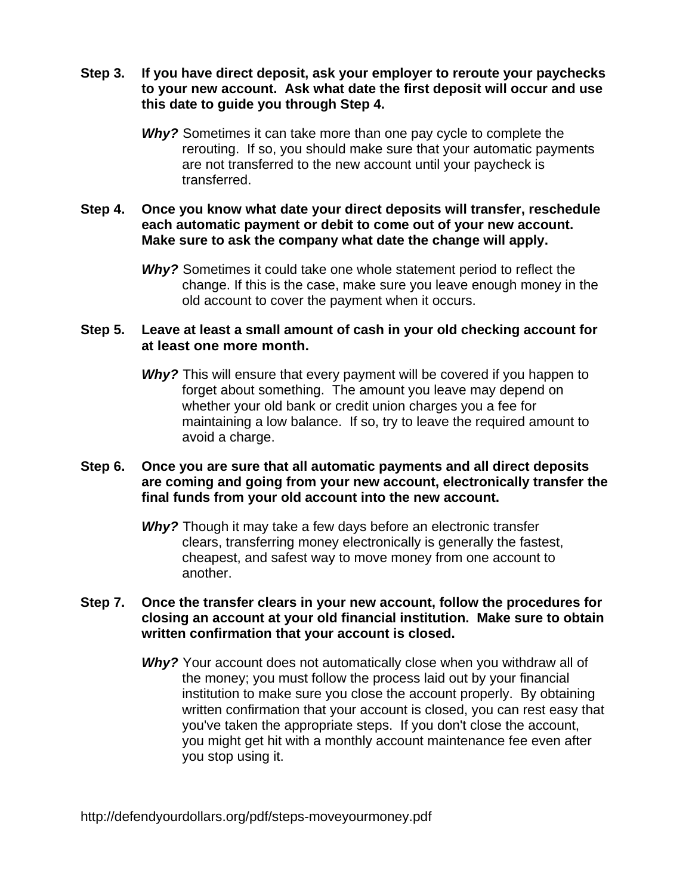**Step 3. If you have direct deposit, ask your employer to reroute your paychecks to your new account. Ask what date the first deposit will occur and use this date to guide you through Step 4.**

***Why?*** Sometimes it can take more than one pay cycle to complete the rerouting. If so, you should make sure that your automatic payments are not transferred to the new account until your paycheck is transferred.

**Step 4. Once you know what date your direct deposits will transfer, reschedule each automatic payment or debit to come out of your new account. Make sure to ask the company what date the change will apply.**

***Why?*** Sometimes it could take one whole statement period to reflect the change. If this is the case, make sure you leave enough money in the old account to cover the payment when it occurs.

**Step 5. Leave at least a small amount of cash in your old checking account for at least one more month.**

***Why?*** This will ensure that every payment will be covered if you happen to forget about something. The amount you leave may depend on whether your old bank or credit union charges you a fee for maintaining a low balance. If so, try to leave the required amount to avoid a charge.

**Step 6. Once you are sure that all automatic payments and all direct deposits are coming and going from your new account, electronically transfer the final funds from your old account into the new account.**

***Why?*** Though it may take a few days before an electronic transfer clears, transferring money electronically is generally the fastest, cheapest, and safest way to move money from one account to another.

**Step 7. Once the transfer clears in your new account, follow the procedures for closing an account at your old financial institution. Make sure to obtain written confirmation that your account is closed.**

***Why?*** Your account does not automatically close when you withdraw all of the money; you must follow the process laid out by your financial institution to make sure you close the account properly. By obtaining written confirmation that your account is closed, you can rest easy that you've taken the appropriate steps. If you don't close the account, you might get hit with a monthly account maintenance fee even after you stop using it.

http://defendyourdollars.org/pdf/steps-moveyourmoney.pdf